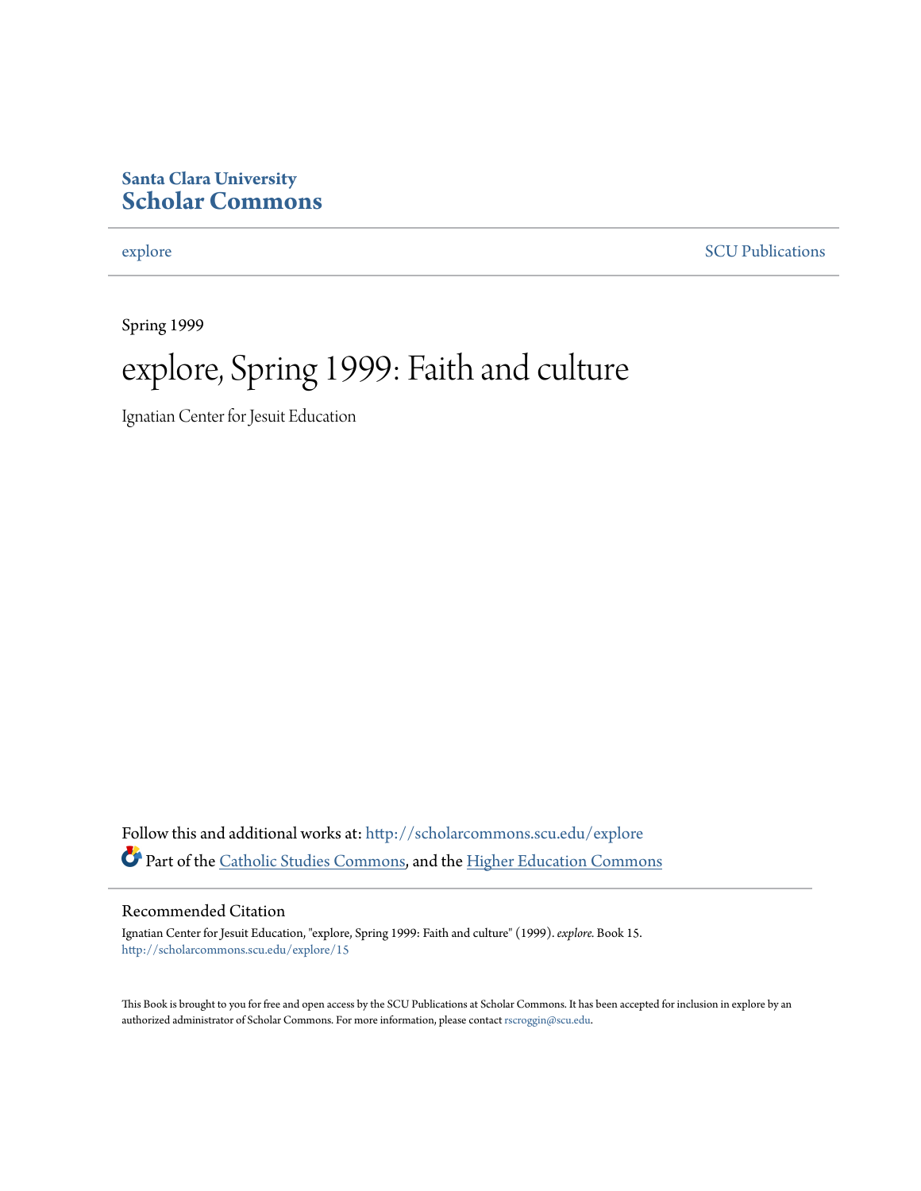**Santa Clara University**
# Scholar Commons

explore SCU Publications

Spring 1999

# explore, Spring 1999: Faith and culture

Ignatian Center for Jesuit Education

Follow this and additional works at: http://scholarcommons.scu.edu/explore

Part of the Catholic Studies Commons, and the Higher Education Commons

## Recommended Citation

Ignatian Center for Jesuit Education, "explore, Spring 1999: Faith and culture" (1999). *explore*. Book 15.
http://scholarcommons.scu.edu/explore/15

This Book is brought to you for free and open access by the SCU Publications at Scholar Commons. It has been accepted for inclusion in explore by an authorized administrator of Scholar Commons. For more information, please contact rscroggin@scu.edu.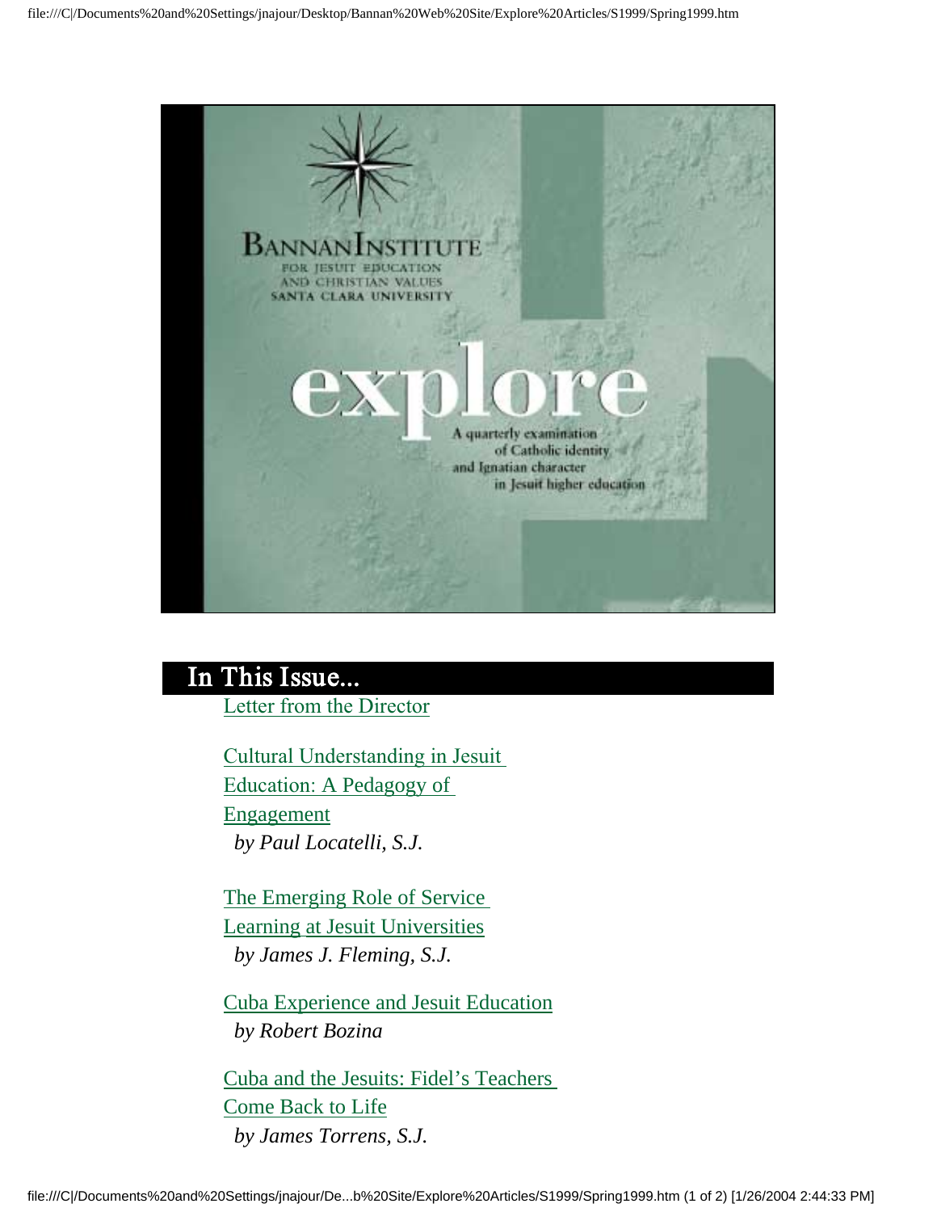# BANNAN INSTITUTE

FOR JESUIT EDUCATION AND CHRISTIAN VALUES

SANTA CLARA UNIVERSITY

# explore

A quarterly examination of Catholic identity and Ignatian character in Jesuit higher education

## In This Issue...

Letter from the Director

Cultural Understanding in Jesuit Education: A Pedagogy of Engagement
*by Paul Locatelli, S.J.*

The Emerging Role of Service Learning at Jesuit Universities
*by James J. Fleming, S.J.*

Cuba Experience and Jesuit Education
*by Robert Bozina*

Cuba and the Jesuits: Fidel's Teachers Come Back to Life
*by James Torrens, S.J.*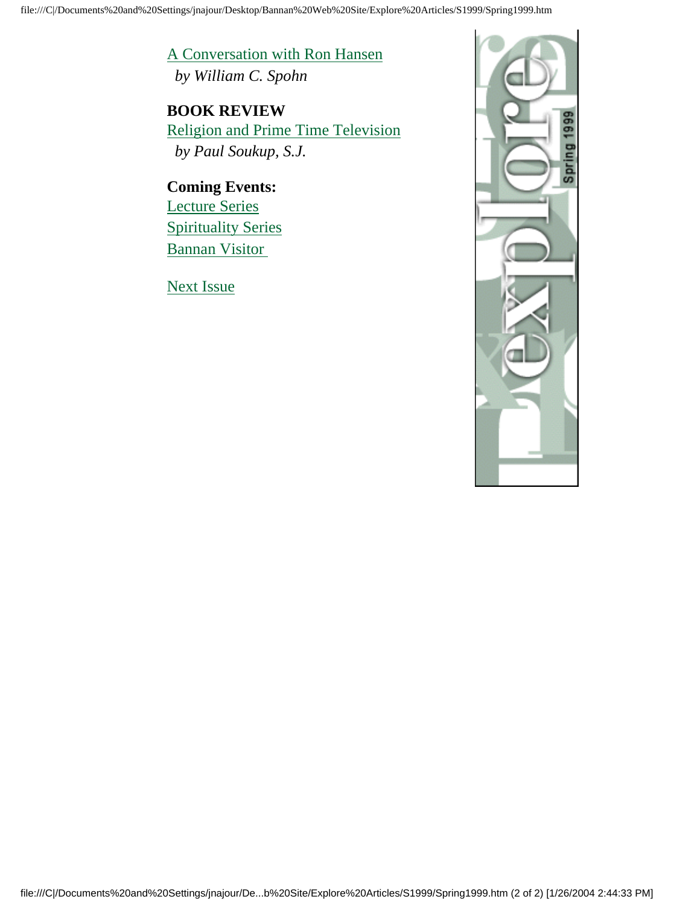A Conversation with Ron Hansen
*by William C. Spohn*

**BOOK REVIEW**
Religion and Prime Time Television
*by Paul Soukup, S.J.*

**Coming Events:**
Lecture Series
Spirituality Series
Bannan Visitor

Next Issue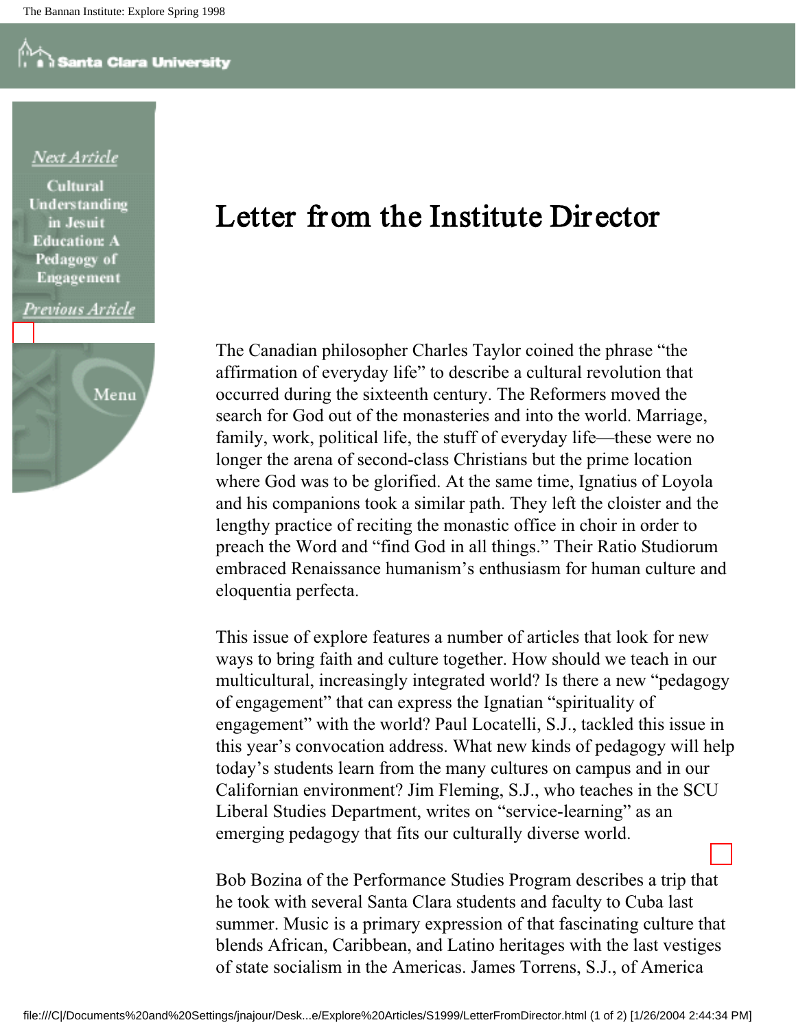Next Article

Cultural Understanding in Jesuit Education: A Pedagogy of Engagement

Previous Article

Menu

# Letter from the Institute Director

The Canadian philosopher Charles Taylor coined the phrase “the affirmation of everyday life” to describe a cultural revolution that occurred during the sixteenth century. The Reformers moved the search for God out of the monasteries and into the world. Marriage, family, work, political life, the stuff of everyday life—these were no longer the arena of second-class Christians but the prime location where God was to be glorified. At the same time, Ignatius of Loyola and his companions took a similar path. They left the cloister and the lengthy practice of reciting the monastic office in choir in order to preach the Word and “find God in all things.” Their Ratio Studiorum embraced Renaissance humanism’s enthusiasm for human culture and eloquentia perfecta.

This issue of explore features a number of articles that look for new ways to bring faith and culture together. How should we teach in our multicultural, increasingly integrated world? Is there a new “pedagogy of engagement” that can express the Ignatian “spirituality of engagement” with the world? Paul Locatelli, S.J., tackled this issue in this year’s convocation address. What new kinds of pedagogy will help today’s students learn from the many cultures on campus and in our Californian environment? Jim Fleming, S.J., who teaches in the SCU Liberal Studies Department, writes on “service-learning” as an emerging pedagogy that fits our culturally diverse world.

Bob Bozina of the Performance Studies Program describes a trip that he took with several Santa Clara students and faculty to Cuba last summer. Music is a primary expression of that fascinating culture that blends African, Caribbean, and Latino heritages with the last vestiges of state socialism in the Americas. James Torrens, S.J., of America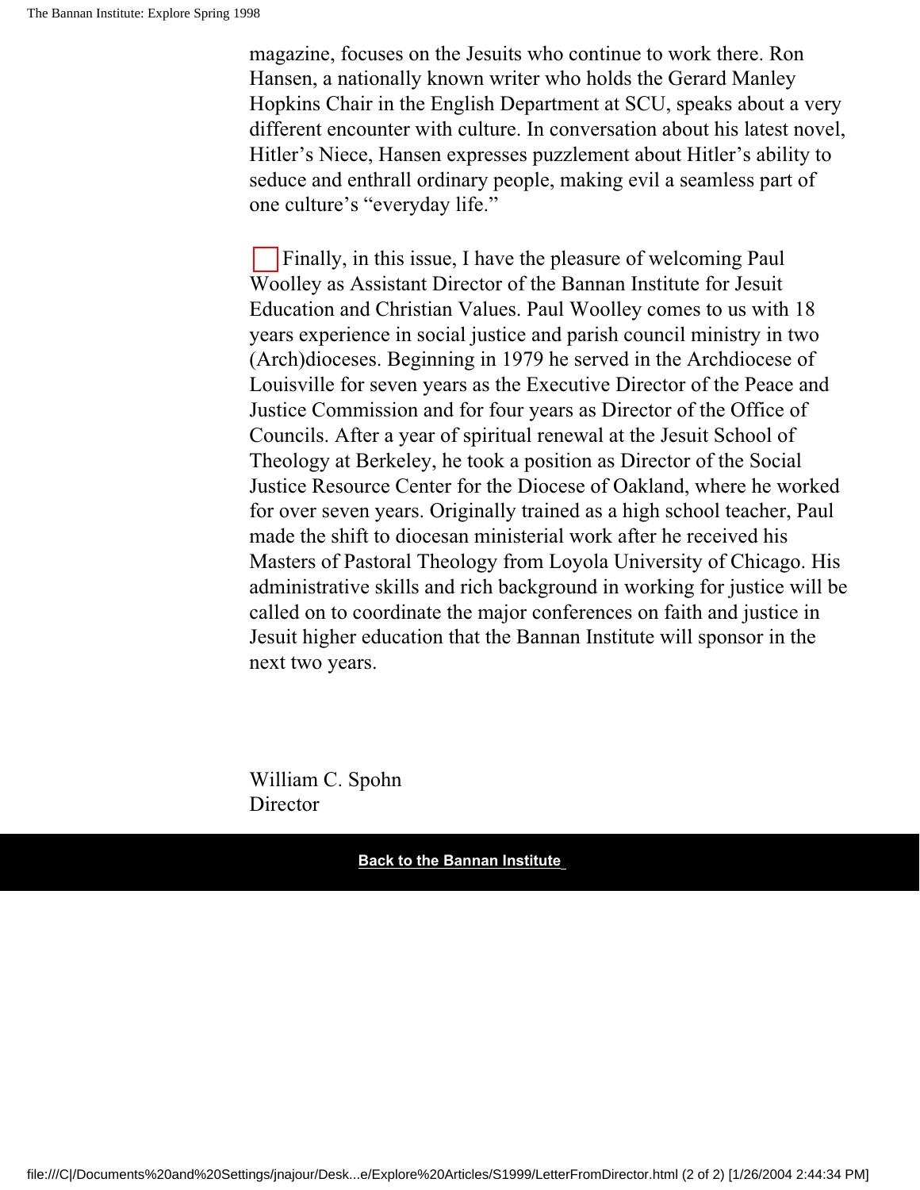magazine, focuses on the Jesuits who continue to work there. Ron Hansen, a nationally known writer who holds the Gerard Manley Hopkins Chair in the English Department at SCU, speaks about a very different encounter with culture. In conversation about his latest novel, Hitler's Niece, Hansen expresses puzzlement about Hitler's ability to seduce and enthrall ordinary people, making evil a seamless part of one culture's "everyday life."

Finally, in this issue, I have the pleasure of welcoming Paul Woolley as Assistant Director of the Bannan Institute for Jesuit Education and Christian Values. Paul Woolley comes to us with 18 years experience in social justice and parish council ministry in two (Arch)dioceses. Beginning in 1979 he served in the Archdiocese of Louisville for seven years as the Executive Director of the Peace and Justice Commission and for four years as Director of the Office of Councils. After a year of spiritual renewal at the Jesuit School of Theology at Berkeley, he took a position as Director of the Social Justice Resource Center for the Diocese of Oakland, where he worked for over seven years. Originally trained as a high school teacher, Paul made the shift to diocesan ministerial work after he received his Masters of Pastoral Theology from Loyola University of Chicago. His administrative skills and rich background in working for justice will be called on to coordinate the major conferences on faith and justice in Jesuit higher education that the Bannan Institute will sponsor in the next two years.

William C. Spohn
Director

**Back to the Bannan Institute**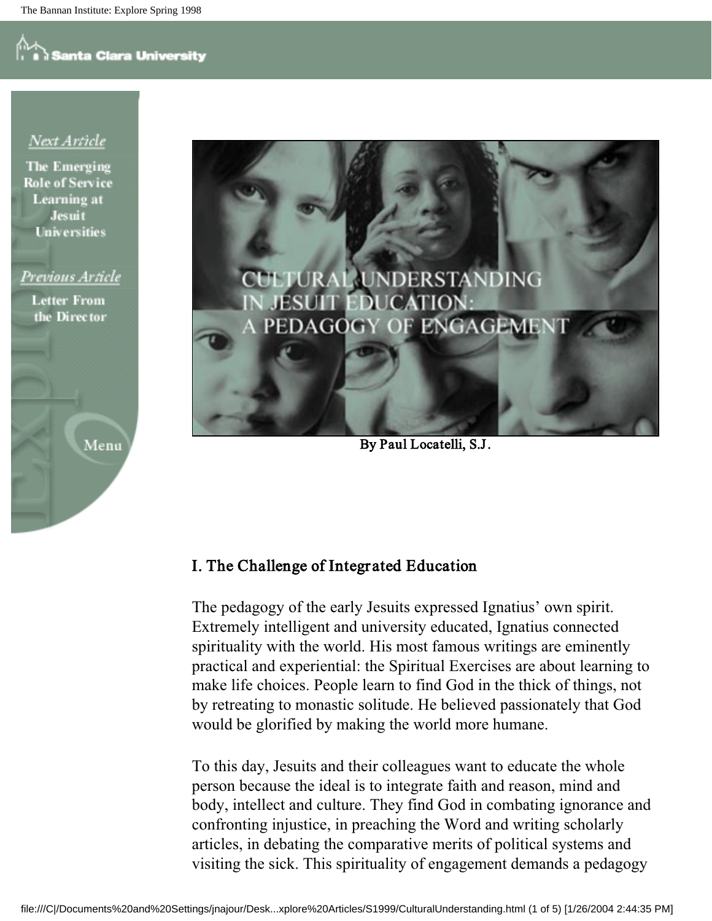# CULTURAL UNDERSTANDING IN JESUIT EDUCATION: A PEDAGOGY OF ENGAGEMENT

By Paul Locatelli, S.J.

## I. The Challenge of Integrated Education

The pedagogy of the early Jesuits expressed Ignatius' own spirit. Extremely intelligent and university educated, Ignatius connected spirituality with the world. His most famous writings are eminently practical and experiential: the Spiritual Exercises are about learning to make life choices. People learn to find God in the thick of things, not by retreating to monastic solitude. He believed passionately that God would be glorified by making the world more humane.

To this day, Jesuits and their colleagues want to educate the whole person because the ideal is to integrate faith and reason, mind and body, intellect and culture. They find God in combating ignorance and confronting injustice, in preaching the Word and writing scholarly articles, in debating the comparative merits of political systems and visiting the sick. This spirituality of engagement demands a pedagogy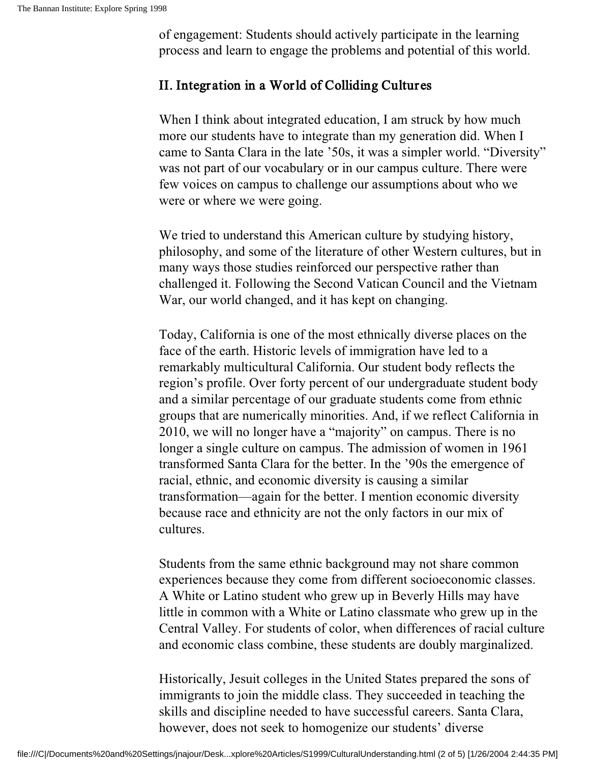of engagement: Students should actively participate in the learning process and learn to engage the problems and potential of this world.

## II. Integration in a World of Colliding Cultures

When I think about integrated education, I am struck by how much more our students have to integrate than my generation did. When I came to Santa Clara in the late ’50s, it was a simpler world. “Diversity” was not part of our vocabulary or in our campus culture. There were few voices on campus to challenge our assumptions about who we were or where we were going.

We tried to understand this American culture by studying history, philosophy, and some of the literature of other Western cultures, but in many ways those studies reinforced our perspective rather than challenged it. Following the Second Vatican Council and the Vietnam War, our world changed, and it has kept on changing.

Today, California is one of the most ethnically diverse places on the face of the earth. Historic levels of immigration have led to a remarkably multicultural California. Our student body reflects the region’s profile. Over forty percent of our undergraduate student body and a similar percentage of our graduate students come from ethnic groups that are numerically minorities. And, if we reflect California in 2010, we will no longer have a “majority” on campus. There is no longer a single culture on campus. The admission of women in 1961 transformed Santa Clara for the better. In the ’90s the emergence of racial, ethnic, and economic diversity is causing a similar transformation—again for the better. I mention economic diversity because race and ethnicity are not the only factors in our mix of cultures.

Students from the same ethnic background may not share common experiences because they come from different socioeconomic classes. A White or Latino student who grew up in Beverly Hills may have little in common with a White or Latino classmate who grew up in the Central Valley. For students of color, when differences of racial culture and economic class combine, these students are doubly marginalized.

Historically, Jesuit colleges in the United States prepared the sons of immigrants to join the middle class. They succeeded in teaching the skills and discipline needed to have successful careers. Santa Clara, however, does not seek to homogenize our students’ diverse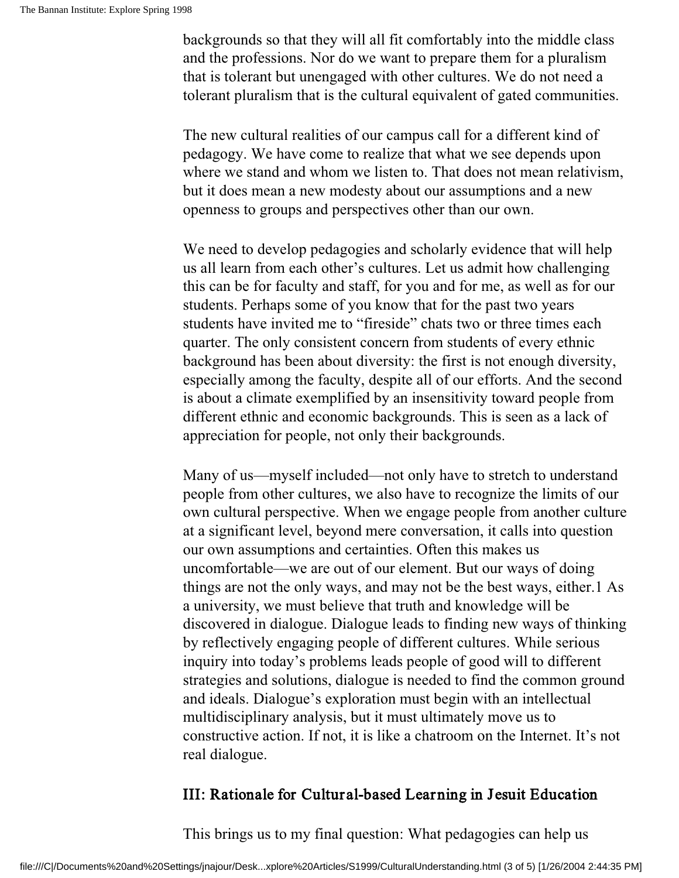backgrounds so that they will all fit comfortably into the middle class and the professions. Nor do we want to prepare them for a pluralism that is tolerant but unengaged with other cultures. We do not need a tolerant pluralism that is the cultural equivalent of gated communities.

The new cultural realities of our campus call for a different kind of pedagogy. We have come to realize that what we see depends upon where we stand and whom we listen to. That does not mean relativism, but it does mean a new modesty about our assumptions and a new openness to groups and perspectives other than our own.

We need to develop pedagogies and scholarly evidence that will help us all learn from each other's cultures. Let us admit how challenging this can be for faculty and staff, for you and for me, as well as for our students. Perhaps some of you know that for the past two years students have invited me to "fireside" chats two or three times each quarter. The only consistent concern from students of every ethnic background has been about diversity: the first is not enough diversity, especially among the faculty, despite all of our efforts. And the second is about a climate exemplified by an insensitivity toward people from different ethnic and economic backgrounds. This is seen as a lack of appreciation for people, not only their backgrounds.

Many of us—myself included—not only have to stretch to understand people from other cultures, we also have to recognize the limits of our own cultural perspective. When we engage people from another culture at a significant level, beyond mere conversation, it calls into question our own assumptions and certainties. Often this makes us uncomfortable—we are out of our element. But our ways of doing things are not the only ways, and may not be the best ways, either.[1] As a university, we must believe that truth and knowledge will be discovered in dialogue. Dialogue leads to finding new ways of thinking by reflectively engaging people of different cultures. While serious inquiry into today's problems leads people of good will to different strategies and solutions, dialogue is needed to find the common ground and ideals. Dialogue's exploration must begin with an intellectual multidisciplinary analysis, but it must ultimately move us to constructive action. If not, it is like a chatroom on the Internet. It's not real dialogue.

## III: Rationale for Cultural-based Learning in Jesuit Education

This brings us to my final question: What pedagogies can help us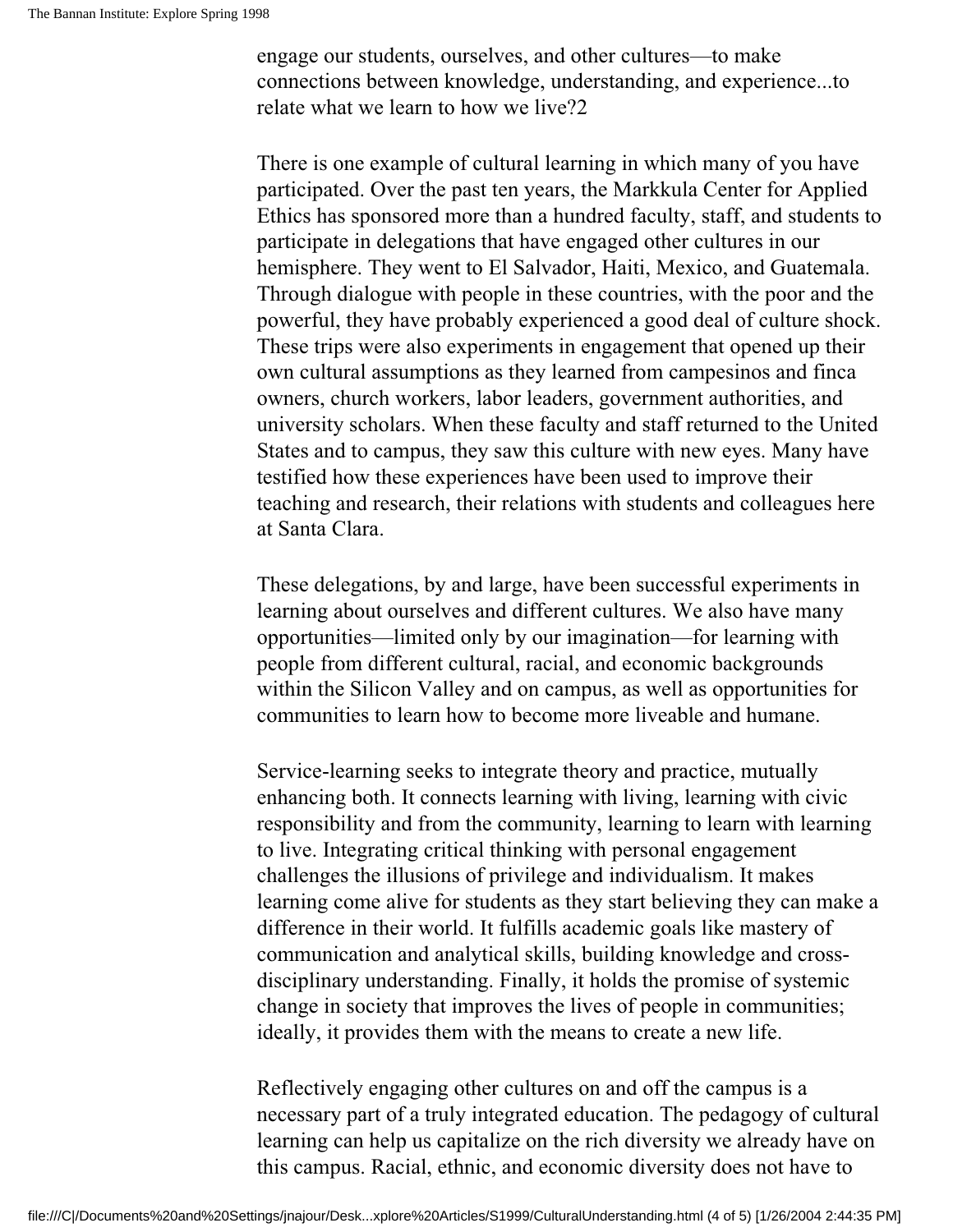engage our students, ourselves, and other cultures—to make connections between knowledge, understanding, and experience...to relate what we learn to how we live?2

There is one example of cultural learning in which many of you have participated. Over the past ten years, the Markkula Center for Applied Ethics has sponsored more than a hundred faculty, staff, and students to participate in delegations that have engaged other cultures in our hemisphere. They went to El Salvador, Haiti, Mexico, and Guatemala. Through dialogue with people in these countries, with the poor and the powerful, they have probably experienced a good deal of culture shock. These trips were also experiments in engagement that opened up their own cultural assumptions as they learned from campesinos and finca owners, church workers, labor leaders, government authorities, and university scholars. When these faculty and staff returned to the United States and to campus, they saw this culture with new eyes. Many have testified how these experiences have been used to improve their teaching and research, their relations with students and colleagues here at Santa Clara.

These delegations, by and large, have been successful experiments in learning about ourselves and different cultures. We also have many opportunities—limited only by our imagination—for learning with people from different cultural, racial, and economic backgrounds within the Silicon Valley and on campus, as well as opportunities for communities to learn how to become more liveable and humane.

Service-learning seeks to integrate theory and practice, mutually enhancing both. It connects learning with living, learning with civic responsibility and from the community, learning to learn with learning to live. Integrating critical thinking with personal engagement challenges the illusions of privilege and individualism. It makes learning come alive for students as they start believing they can make a difference in their world. It fulfills academic goals like mastery of communication and analytical skills, building knowledge and cross-disciplinary understanding. Finally, it holds the promise of systemic change in society that improves the lives of people in communities; ideally, it provides them with the means to create a new life.

Reflectively engaging other cultures on and off the campus is a necessary part of a truly integrated education. The pedagogy of cultural learning can help us capitalize on the rich diversity we already have on this campus. Racial, ethnic, and economic diversity does not have to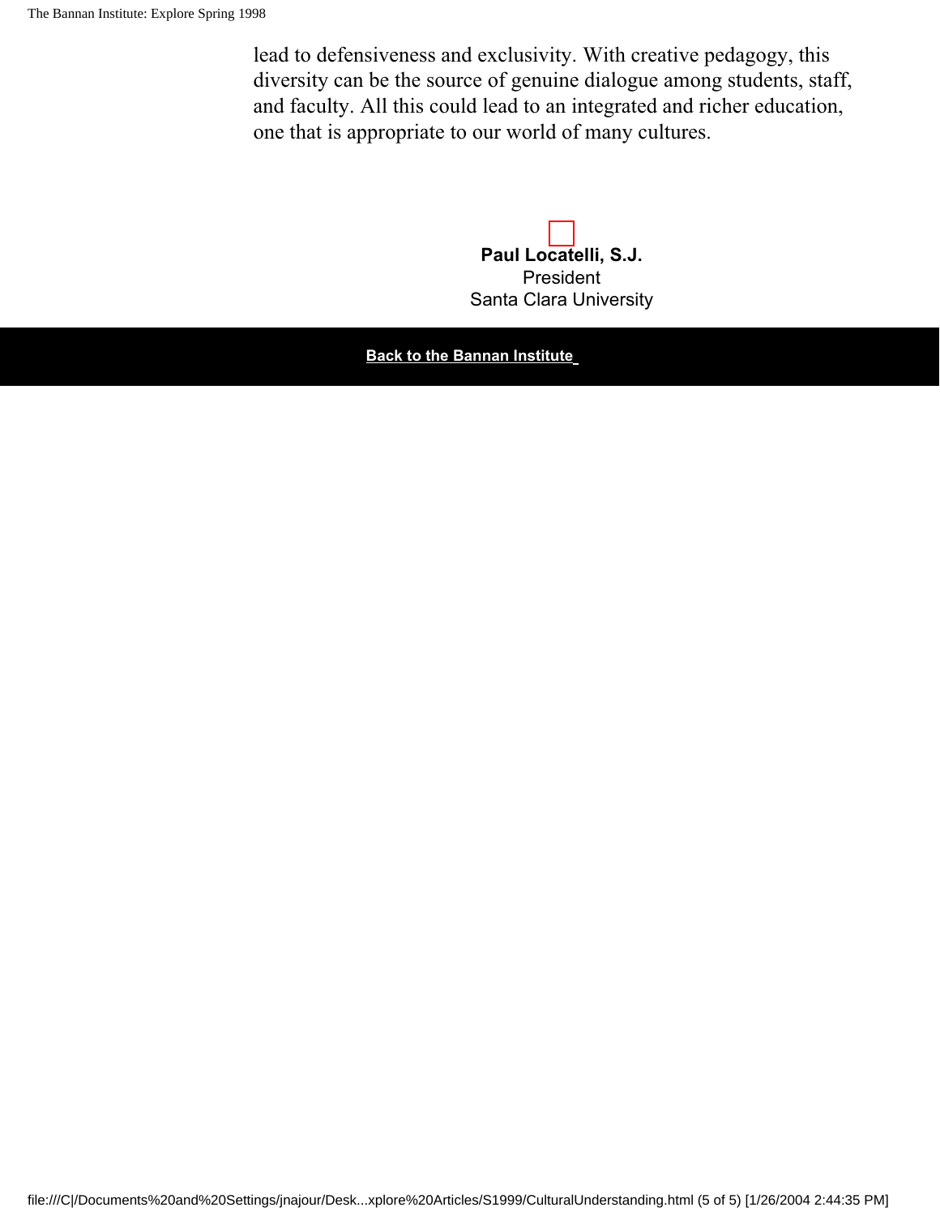lead to defensiveness and exclusivity. With creative pedagogy, this diversity can be the source of genuine dialogue among students, staff, and faculty. All this could lead to an integrated and richer education, one that is appropriate to our world of many cultures.

**Paul Locatelli, S.J.**
President
Santa Clara University

**Back to the Bannan Institute**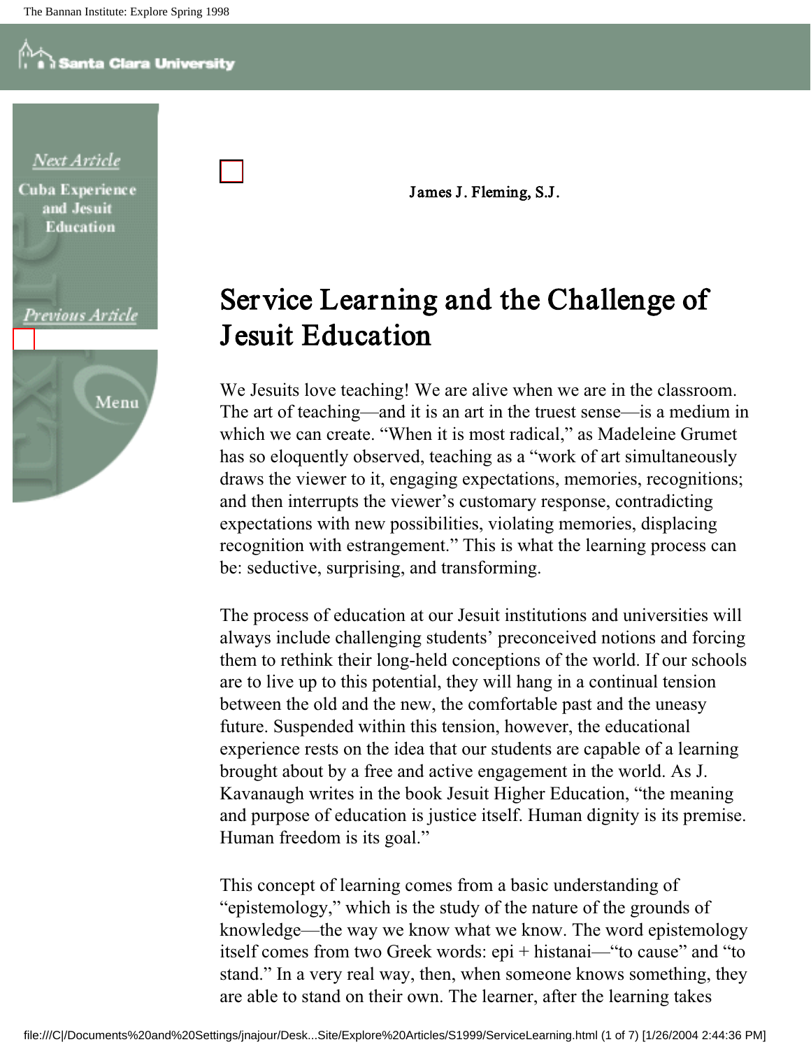James J. Fleming, S.J.

# Service Learning and the Challenge of Jesuit Education

We Jesuits love teaching! We are alive when we are in the classroom. The art of teaching—and it is an art in the truest sense—is a medium in which we can create. "When it is most radical," as Madeleine Grumet has so eloquently observed, teaching as a "work of art simultaneously draws the viewer to it, engaging expectations, memories, recognitions; and then interrupts the viewer's customary response, contradicting expectations with new possibilities, violating memories, displacing recognition with estrangement." This is what the learning process can be: seductive, surprising, and transforming.

The process of education at our Jesuit institutions and universities will always include challenging students' preconceived notions and forcing them to rethink their long-held conceptions of the world. If our schools are to live up to this potential, they will hang in a continual tension between the old and the new, the comfortable past and the uneasy future. Suspended within this tension, however, the educational experience rests on the idea that our students are capable of a learning brought about by a free and active engagement in the world. As J. Kavanaugh writes in the book Jesuit Higher Education, "the meaning and purpose of education is justice itself. Human dignity is its premise. Human freedom is its goal."

This concept of learning comes from a basic understanding of "epistemology," which is the study of the nature of the grounds of knowledge—the way we know what we know. The word epistemology itself comes from two Greek words: epi + histanai—"to cause" and "to stand." In a very real way, then, when someone knows something, they are able to stand on their own. The learner, after the learning takes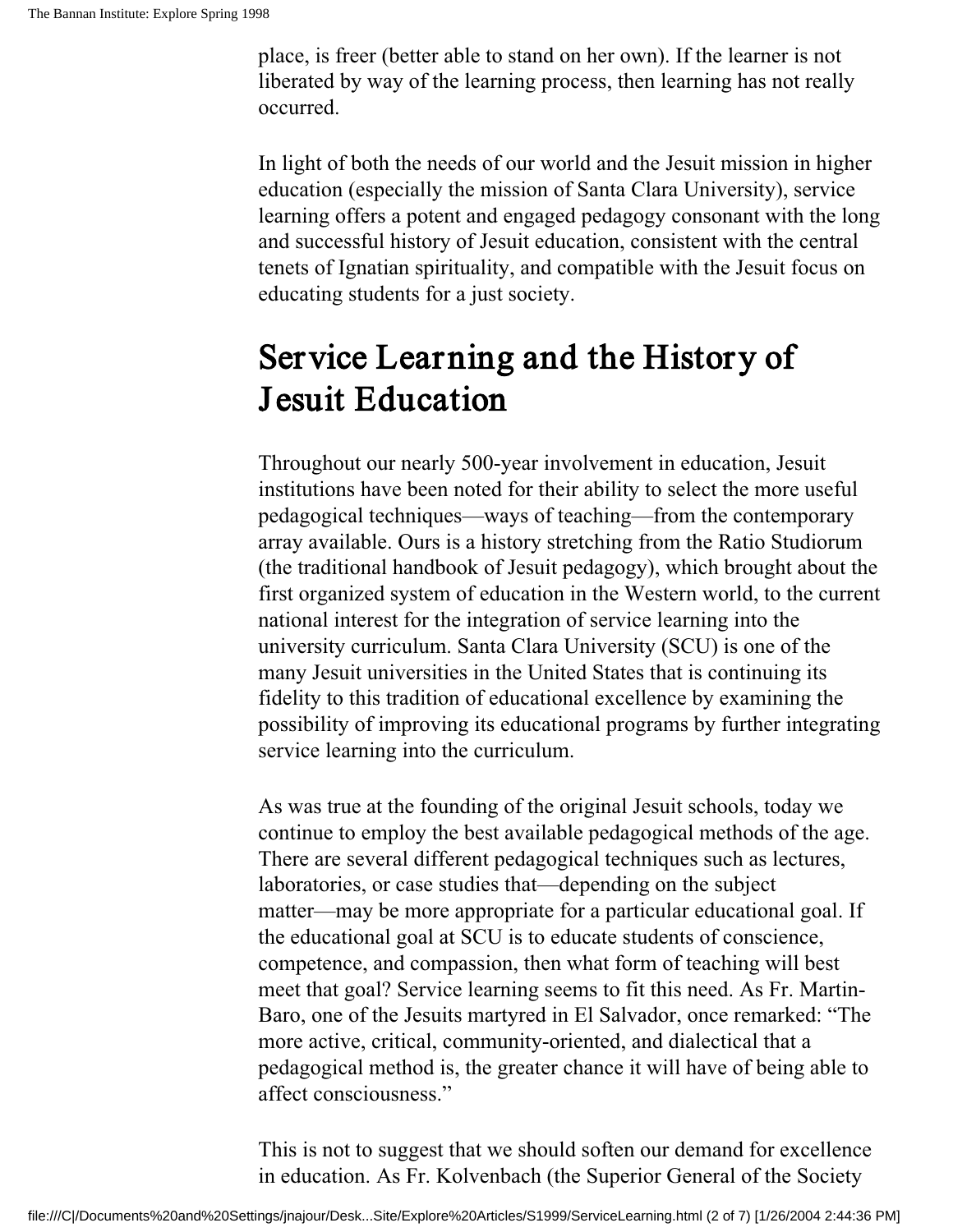place, is freer (better able to stand on her own). If the learner is not liberated by way of the learning process, then learning has not really occurred.

In light of both the needs of our world and the Jesuit mission in higher education (especially the mission of Santa Clara University), service learning offers a potent and engaged pedagogy consonant with the long and successful history of Jesuit education, consistent with the central tenets of Ignatian spirituality, and compatible with the Jesuit focus on educating students for a just society.

## Service Learning and the History of Jesuit Education

Throughout our nearly 500-year involvement in education, Jesuit institutions have been noted for their ability to select the more useful pedagogical techniques—ways of teaching—from the contemporary array available. Ours is a history stretching from the Ratio Studiorum (the traditional handbook of Jesuit pedagogy), which brought about the first organized system of education in the Western world, to the current national interest for the integration of service learning into the university curriculum. Santa Clara University (SCU) is one of the many Jesuit universities in the United States that is continuing its fidelity to this tradition of educational excellence by examining the possibility of improving its educational programs by further integrating service learning into the curriculum.

As was true at the founding of the original Jesuit schools, today we continue to employ the best available pedagogical methods of the age. There are several different pedagogical techniques such as lectures, laboratories, or case studies that—depending on the subject matter—may be more appropriate for a particular educational goal. If the educational goal at SCU is to educate students of conscience, competence, and compassion, then what form of teaching will best meet that goal? Service learning seems to fit this need. As Fr. Martin-Baro, one of the Jesuits martyred in El Salvador, once remarked: “The more active, critical, community-oriented, and dialectical that a pedagogical method is, the greater chance it will have of being able to affect consciousness.”

This is not to suggest that we should soften our demand for excellence in education. As Fr. Kolvenbach (the Superior General of the Society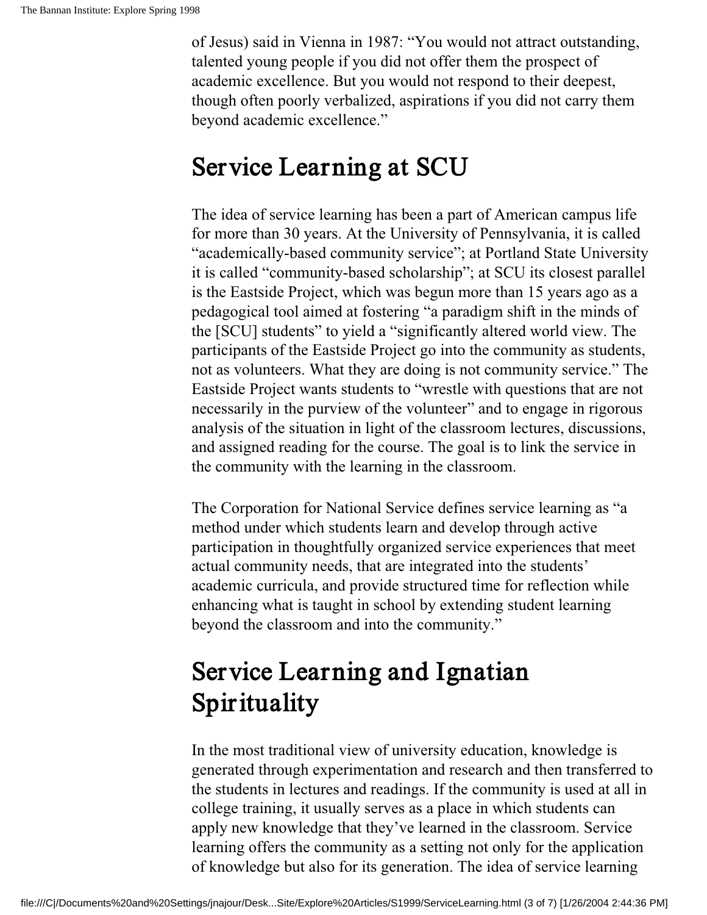of Jesus) said in Vienna in 1987: "You would not attract outstanding, talented young people if you did not offer them the prospect of academic excellence. But you would not respond to their deepest, though often poorly verbalized, aspirations if you did not carry them beyond academic excellence."

## Service Learning at SCU

The idea of service learning has been a part of American campus life for more than 30 years. At the University of Pennsylvania, it is called "academically-based community service"; at Portland State University it is called "community-based scholarship"; at SCU its closest parallel is the Eastside Project, which was begun more than 15 years ago as a pedagogical tool aimed at fostering "a paradigm shift in the minds of the [SCU] students" to yield a "significantly altered world view. The participants of the Eastside Project go into the community as students, not as volunteers. What they are doing is not community service." The Eastside Project wants students to "wrestle with questions that are not necessarily in the purview of the volunteer" and to engage in rigorous analysis of the situation in light of the classroom lectures, discussions, and assigned reading for the course. The goal is to link the service in the community with the learning in the classroom.

The Corporation for National Service defines service learning as "a method under which students learn and develop through active participation in thoughtfully organized service experiences that meet actual community needs, that are integrated into the students' academic curricula, and provide structured time for reflection while enhancing what is taught in school by extending student learning beyond the classroom and into the community."

## Service Learning and Ignatian Spirituality

In the most traditional view of university education, knowledge is generated through experimentation and research and then transferred to the students in lectures and readings. If the community is used at all in college training, it usually serves as a place in which students can apply new knowledge that they've learned in the classroom. Service learning offers the community as a setting not only for the application of knowledge but also for its generation. The idea of service learning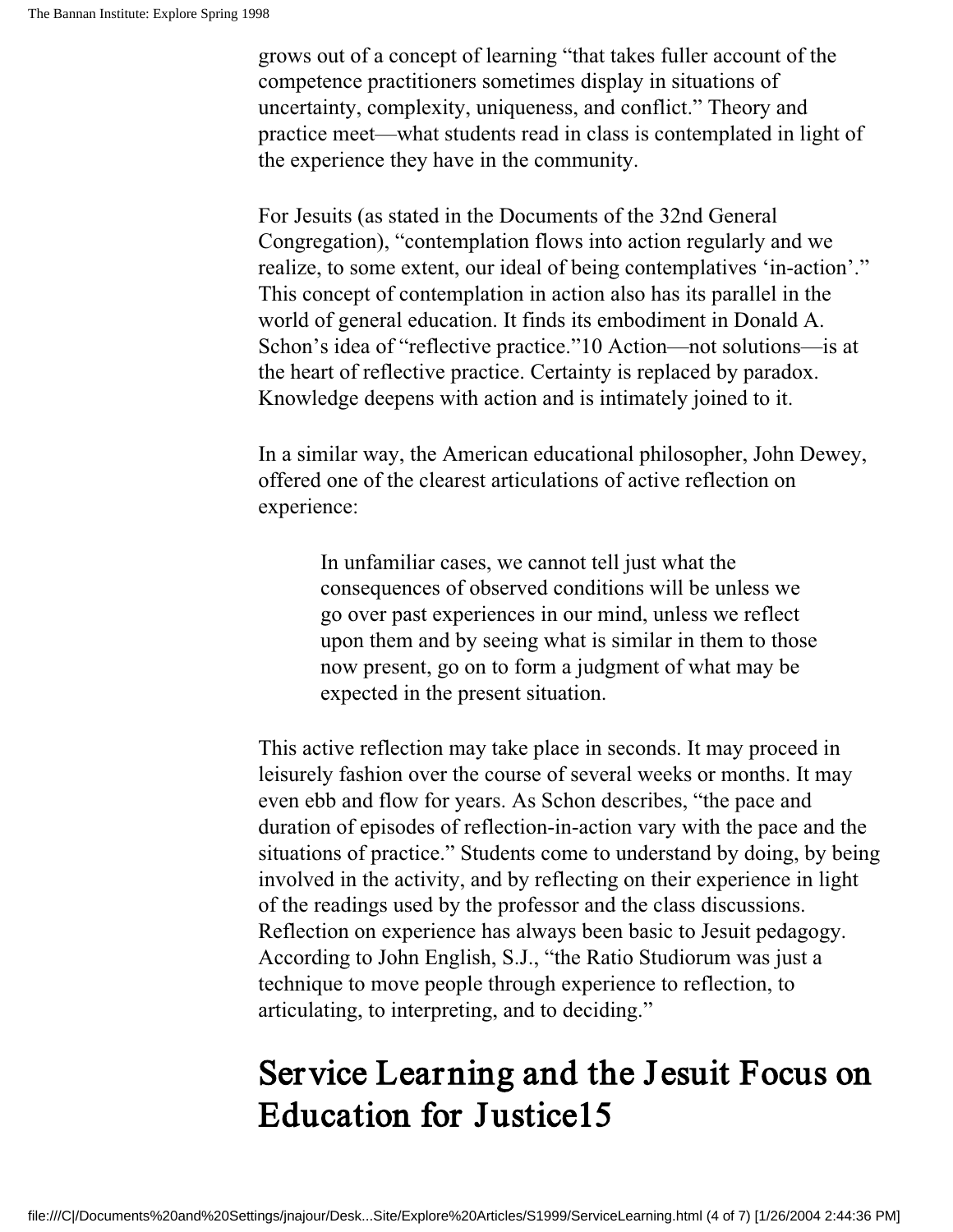grows out of a concept of learning "that takes fuller account of the competence practitioners sometimes display in situations of uncertainty, complexity, uniqueness, and conflict." Theory and practice meet—what students read in class is contemplated in light of the experience they have in the community.

For Jesuits (as stated in the Documents of the 32nd General Congregation), "contemplation flows into action regularly and we realize, to some extent, our ideal of being contemplatives 'in-action'." This concept of contemplation in action also has its parallel in the world of general education. It finds its embodiment in Donald A. Schon's idea of "reflective practice."[10] Action—not solutions—is at the heart of reflective practice. Certainty is replaced by paradox. Knowledge deepens with action and is intimately joined to it.

In a similar way, the American educational philosopher, John Dewey, offered one of the clearest articulations of active reflection on experience:

> In unfamiliar cases, we cannot tell just what the consequences of observed conditions will be unless we go over past experiences in our mind, unless we reflect upon them and by seeing what is similar in them to those now present, go on to form a judgment of what may be expected in the present situation.

This active reflection may take place in seconds. It may proceed in leisurely fashion over the course of several weeks or months. It may even ebb and flow for years. As Schon describes, "the pace and duration of episodes of reflection-in-action vary with the pace and the situations of practice." Students come to understand by doing, by being involved in the activity, and by reflecting on their experience in light of the readings used by the professor and the class discussions. Reflection on experience has always been basic to Jesuit pedagogy. According to John English, S.J., "the Ratio Studiorum was just a technique to move people through experience to reflection, to articulating, to interpreting, and to deciding."

## Service Learning and the Jesuit Focus on Education for Justice[15]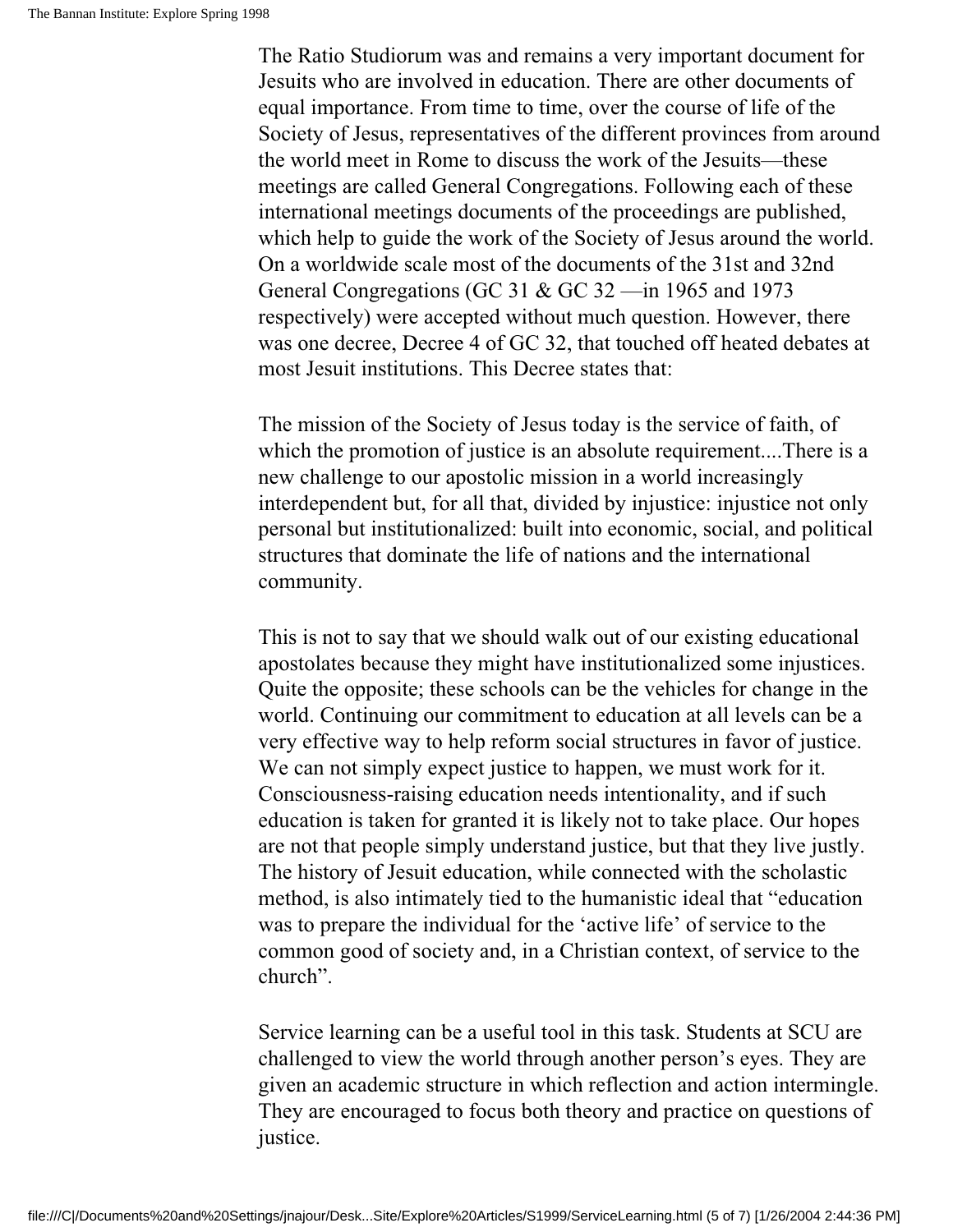The Ratio Studiorum was and remains a very important document for Jesuits who are involved in education. There are other documents of equal importance. From time to time, over the course of life of the Society of Jesus, representatives of the different provinces from around the world meet in Rome to discuss the work of the Jesuits—these meetings are called General Congregations. Following each of these international meetings documents of the proceedings are published, which help to guide the work of the Society of Jesus around the world. On a worldwide scale most of the documents of the 31st and 32nd General Congregations (GC 31 & GC 32 —in 1965 and 1973 respectively) were accepted without much question. However, there was one decree, Decree 4 of GC 32, that touched off heated debates at most Jesuit institutions. This Decree states that:

The mission of the Society of Jesus today is the service of faith, of which the promotion of justice is an absolute requirement....There is a new challenge to our apostolic mission in a world increasingly interdependent but, for all that, divided by injustice: injustice not only personal but institutionalized: built into economic, social, and political structures that dominate the life of nations and the international community.

This is not to say that we should walk out of our existing educational apostolates because they might have institutionalized some injustices. Quite the opposite; these schools can be the vehicles for change in the world. Continuing our commitment to education at all levels can be a very effective way to help reform social structures in favor of justice. We can not simply expect justice to happen, we must work for it. Consciousness-raising education needs intentionality, and if such education is taken for granted it is likely not to take place. Our hopes are not that people simply understand justice, but that they live justly. The history of Jesuit education, while connected with the scholastic method, is also intimately tied to the humanistic ideal that "education was to prepare the individual for the 'active life' of service to the common good of society and, in a Christian context, of service to the church".

Service learning can be a useful tool in this task. Students at SCU are challenged to view the world through another person's eyes. They are given an academic structure in which reflection and action intermingle. They are encouraged to focus both theory and practice on questions of justice.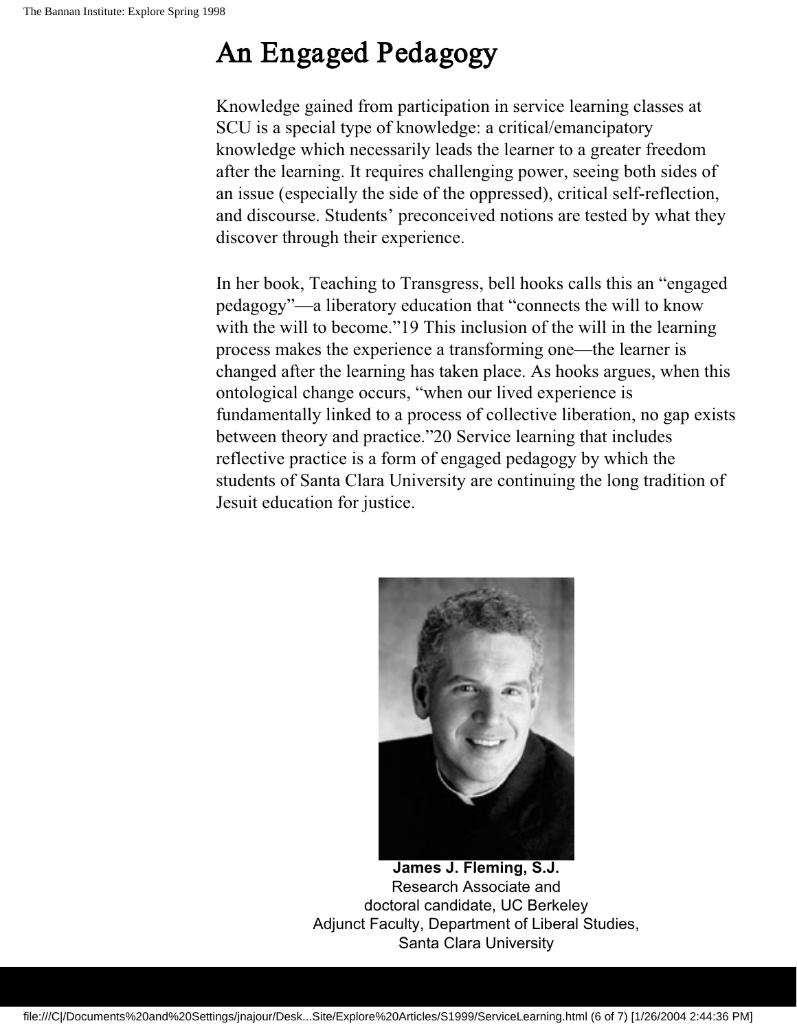# An Engaged Pedagogy

Knowledge gained from participation in service learning classes at SCU is a special type of knowledge: a critical/emancipatory knowledge which necessarily leads the learner to a greater freedom after the learning. It requires challenging power, seeing both sides of an issue (especially the side of the oppressed), critical self-reflection, and discourse. Students' preconceived notions are tested by what they discover through their experience.

In her book, Teaching to Transgress, bell hooks calls this an "engaged pedagogy"—a liberatory education that "connects the will to know with the will to become."[19] This inclusion of the will in the learning process makes the experience a transforming one—the learner is changed after the learning has taken place. As hooks argues, when this ontological change occurs, "when our lived experience is fundamentally linked to a process of collective liberation, no gap exists between theory and practice."[20] Service learning that includes reflective practice is a form of engaged pedagogy by which the students of Santa Clara University are continuing the long tradition of Jesuit education for justice.

**James J. Fleming, S.J.**
Research Associate and
doctoral candidate, UC Berkeley
Adjunct Faculty, Department of Liberal Studies,
Santa Clara University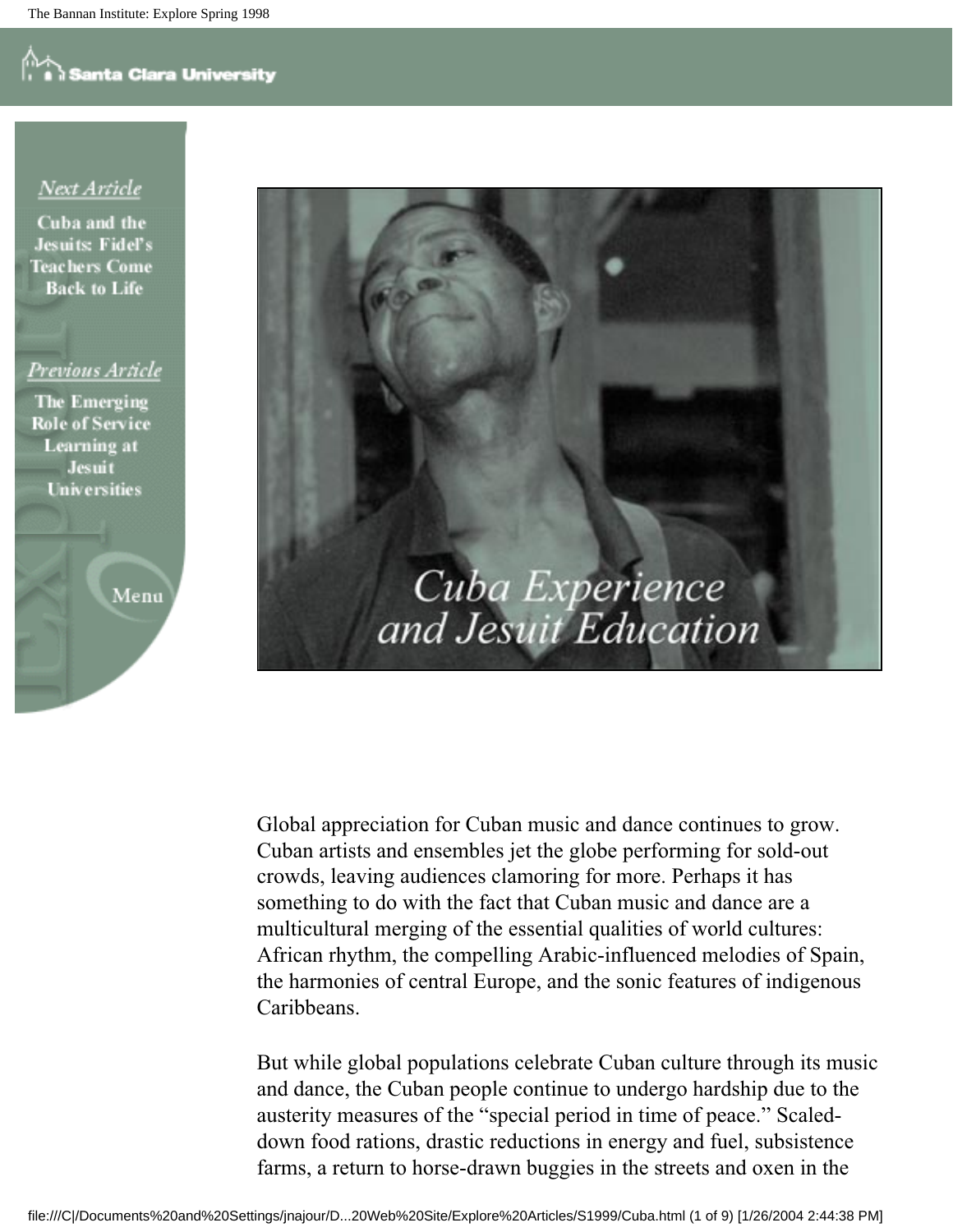Next Article

Cuba and the Jesuits: Fidel's Teachers Come Back to Life

Previous Article

The Emerging Role of Service Learning at Jesuit Universities

Menu

# Cuba Experience and Jesuit Education

Global appreciation for Cuban music and dance continues to grow. Cuban artists and ensembles jet the globe performing for sold-out crowds, leaving audiences clamoring for more. Perhaps it has something to do with the fact that Cuban music and dance are a multicultural merging of the essential qualities of world cultures: African rhythm, the compelling Arabic-influenced melodies of Spain, the harmonies of central Europe, and the sonic features of indigenous Caribbeans.

But while global populations celebrate Cuban culture through its music and dance, the Cuban people continue to undergo hardship due to the austerity measures of the "special period in time of peace." Scaled-down food rations, drastic reductions in energy and fuel, subsistence farms, a return to horse-drawn buggies in the streets and oxen in the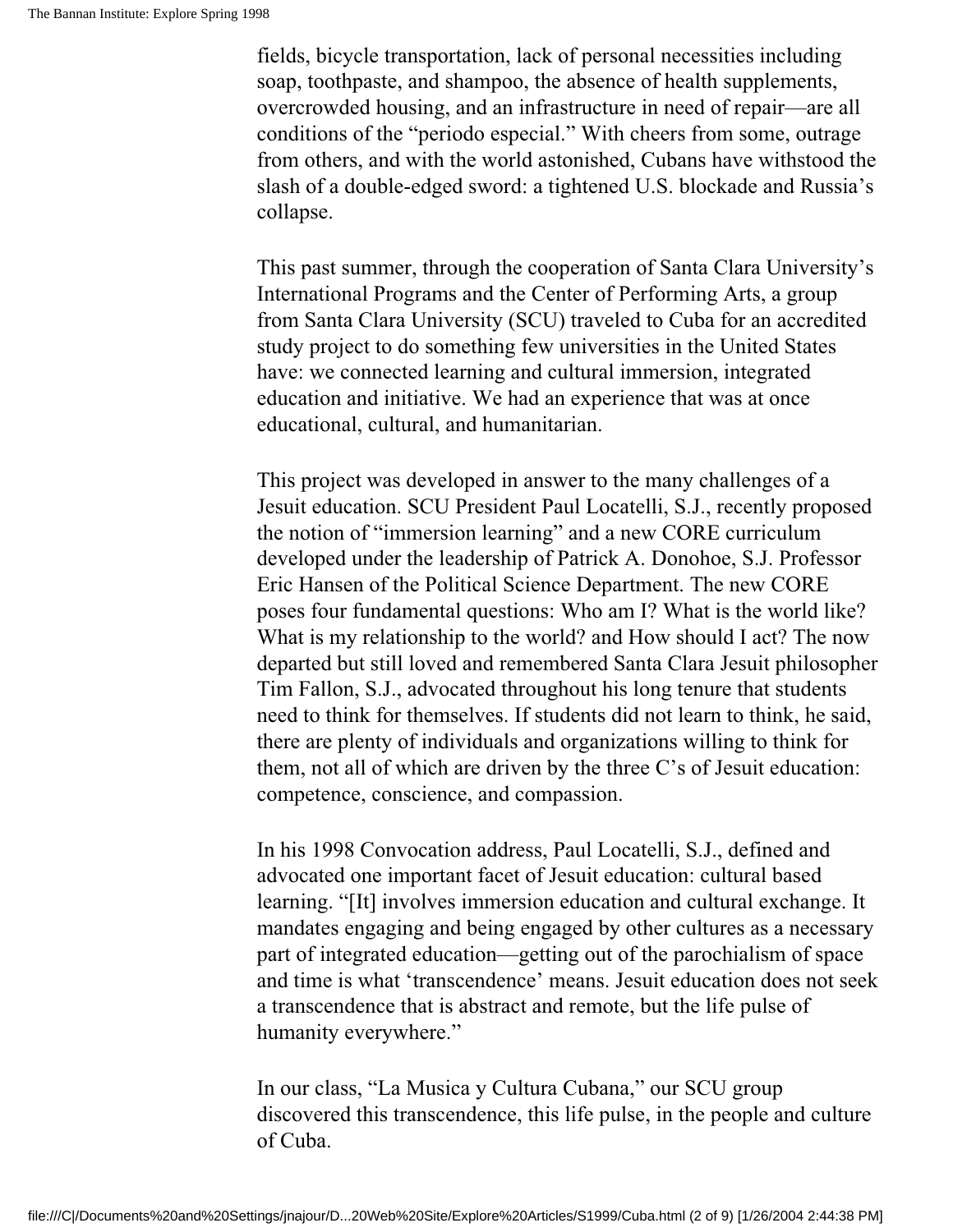fields, bicycle transportation, lack of personal necessities including soap, toothpaste, and shampoo, the absence of health supplements, overcrowded housing, and an infrastructure in need of repair—are all conditions of the "periodo especial." With cheers from some, outrage from others, and with the world astonished, Cubans have withstood the slash of a double-edged sword: a tightened U.S. blockade and Russia's collapse.

This past summer, through the cooperation of Santa Clara University's International Programs and the Center of Performing Arts, a group from Santa Clara University (SCU) traveled to Cuba for an accredited study project to do something few universities in the United States have: we connected learning and cultural immersion, integrated education and initiative. We had an experience that was at once educational, cultural, and humanitarian.

This project was developed in answer to the many challenges of a Jesuit education. SCU President Paul Locatelli, S.J., recently proposed the notion of "immersion learning" and a new CORE curriculum developed under the leadership of Patrick A. Donohoe, S.J. Professor Eric Hansen of the Political Science Department. The new CORE poses four fundamental questions: Who am I? What is the world like? What is my relationship to the world? and How should I act? The now departed but still loved and remembered Santa Clara Jesuit philosopher Tim Fallon, S.J., advocated throughout his long tenure that students need to think for themselves. If students did not learn to think, he said, there are plenty of individuals and organizations willing to think for them, not all of which are driven by the three C's of Jesuit education: competence, conscience, and compassion.

In his 1998 Convocation address, Paul Locatelli, S.J., defined and advocated one important facet of Jesuit education: cultural based learning. "[It] involves immersion education and cultural exchange. It mandates engaging and being engaged by other cultures as a necessary part of integrated education—getting out of the parochialism of space and time is what 'transcendence' means. Jesuit education does not seek a transcendence that is abstract and remote, but the life pulse of humanity everywhere."

In our class, "La Musica y Cultura Cubana," our SCU group discovered this transcendence, this life pulse, in the people and culture of Cuba.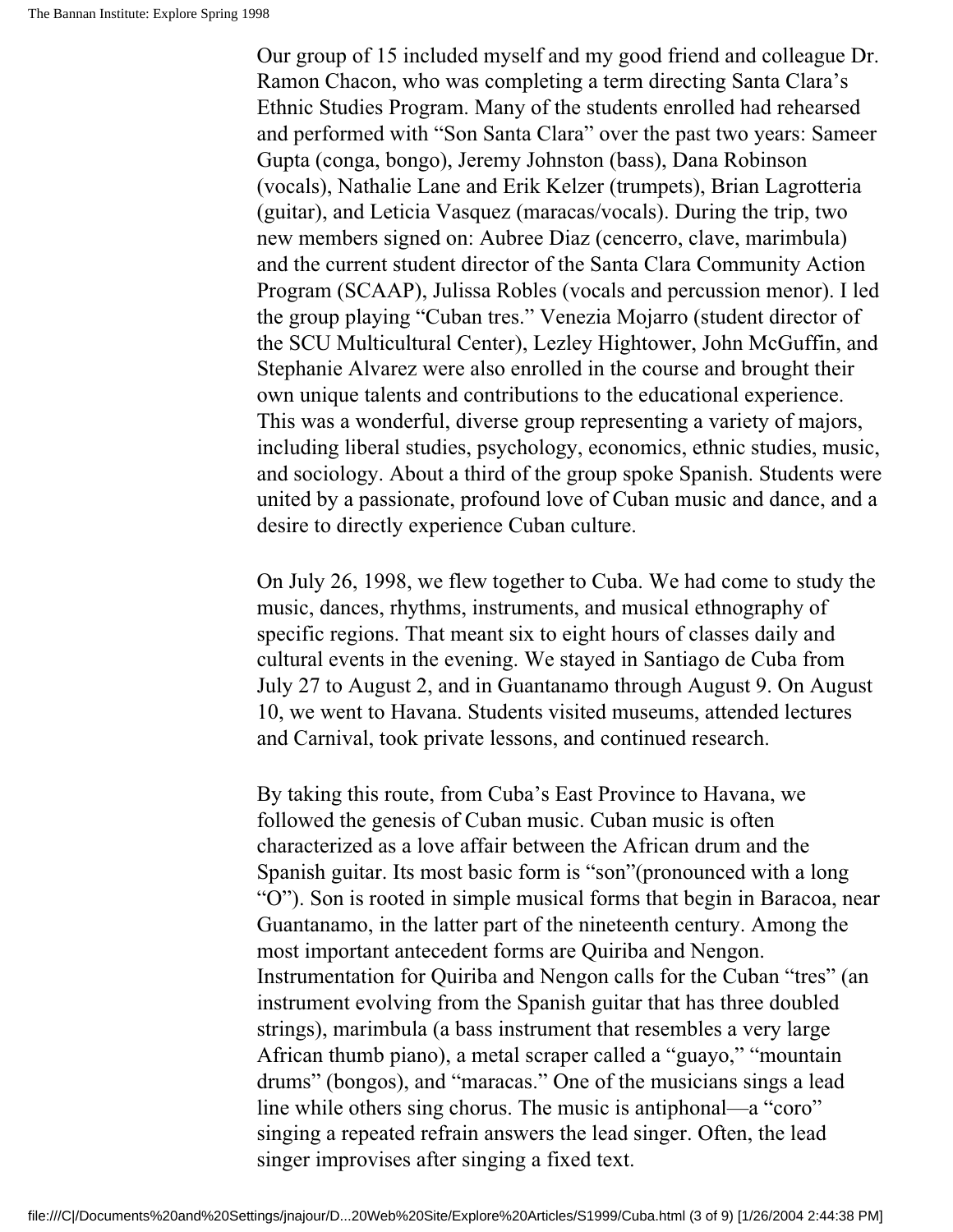Our group of 15 included myself and my good friend and colleague Dr. Ramon Chacon, who was completing a term directing Santa Clara's Ethnic Studies Program. Many of the students enrolled had rehearsed and performed with "Son Santa Clara" over the past two years: Sameer Gupta (conga, bongo), Jeremy Johnston (bass), Dana Robinson (vocals), Nathalie Lane and Erik Kelzer (trumpets), Brian Lagrotteria (guitar), and Leticia Vasquez (maracas/vocals). During the trip, two new members signed on: Aubree Diaz (cencerro, clave, marimbula) and the current student director of the Santa Clara Community Action Program (SCAAP), Julissa Robles (vocals and percussion menor). I led the group playing "Cuban tres." Venezia Mojarro (student director of the SCU Multicultural Center), Lezley Hightower, John McGuffin, and Stephanie Alvarez were also enrolled in the course and brought their own unique talents and contributions to the educational experience. This was a wonderful, diverse group representing a variety of majors, including liberal studies, psychology, economics, ethnic studies, music, and sociology. About a third of the group spoke Spanish. Students were united by a passionate, profound love of Cuban music and dance, and a desire to directly experience Cuban culture.

On July 26, 1998, we flew together to Cuba. We had come to study the music, dances, rhythms, instruments, and musical ethnography of specific regions. That meant six to eight hours of classes daily and cultural events in the evening. We stayed in Santiago de Cuba from July 27 to August 2, and in Guantanamo through August 9. On August 10, we went to Havana. Students visited museums, attended lectures and Carnival, took private lessons, and continued research.

By taking this route, from Cuba's East Province to Havana, we followed the genesis of Cuban music. Cuban music is often characterized as a love affair between the African drum and the Spanish guitar. Its most basic form is "son"(pronounced with a long "O"). Son is rooted in simple musical forms that begin in Baracoa, near Guantanamo, in the latter part of the nineteenth century. Among the most important antecedent forms are Quiriba and Nengon. Instrumentation for Quiriba and Nengon calls for the Cuban "tres" (an instrument evolving from the Spanish guitar that has three doubled strings), marimbula (a bass instrument that resembles a very large African thumb piano), a metal scraper called a "guayo," "mountain drums" (bongos), and "maracas." One of the musicians sings a lead line while others sing chorus. The music is antiphonal—a "coro" singing a repeated refrain answers the lead singer. Often, the lead singer improvises after singing a fixed text.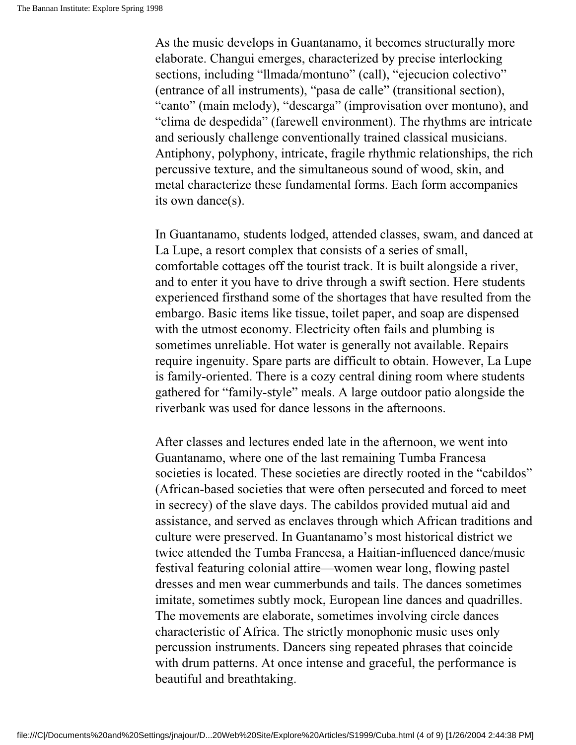As the music develops in Guantanamo, it becomes structurally more elaborate. Changui emerges, characterized by precise interlocking sections, including "llmada/montuno" (call), "ejecucion colectivo" (entrance of all instruments), "pasa de calle" (transitional section), "canto" (main melody), "descarga" (improvisation over montuno), and "clima de despedida" (farewell environment). The rhythms are intricate and seriously challenge conventionally trained classical musicians. Antiphony, polyphony, intricate, fragile rhythmic relationships, the rich percussive texture, and the simultaneous sound of wood, skin, and metal characterize these fundamental forms. Each form accompanies its own dance(s).

In Guantanamo, students lodged, attended classes, swam, and danced at La Lupe, a resort complex that consists of a series of small, comfortable cottages off the tourist track. It is built alongside a river, and to enter it you have to drive through a swift section. Here students experienced firsthand some of the shortages that have resulted from the embargo. Basic items like tissue, toilet paper, and soap are dispensed with the utmost economy. Electricity often fails and plumbing is sometimes unreliable. Hot water is generally not available. Repairs require ingenuity. Spare parts are difficult to obtain. However, La Lupe is family-oriented. There is a cozy central dining room where students gathered for "family-style" meals. A large outdoor patio alongside the riverbank was used for dance lessons in the afternoons.

After classes and lectures ended late in the afternoon, we went into Guantanamo, where one of the last remaining Tumba Francesa societies is located. These societies are directly rooted in the "cabildos" (African-based societies that were often persecuted and forced to meet in secrecy) of the slave days. The cabildos provided mutual aid and assistance, and served as enclaves through which African traditions and culture were preserved. In Guantanamo's most historical district we twice attended the Tumba Francesa, a Haitian-influenced dance/music festival featuring colonial attire—women wear long, flowing pastel dresses and men wear cummerbunds and tails. The dances sometimes imitate, sometimes subtly mock, European line dances and quadrilles. The movements are elaborate, sometimes involving circle dances characteristic of Africa. The strictly monophonic music uses only percussion instruments. Dancers sing repeated phrases that coincide with drum patterns. At once intense and graceful, the performance is beautiful and breathtaking.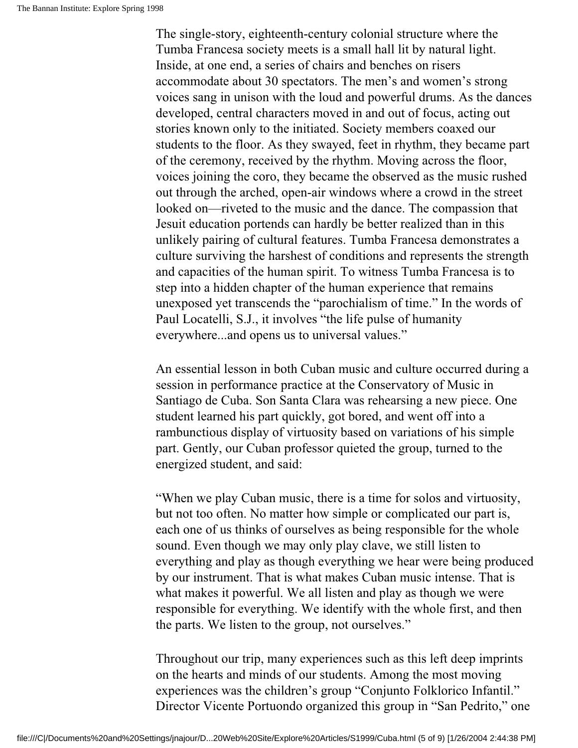The single-story, eighteenth-century colonial structure where the Tumba Francesa society meets is a small hall lit by natural light. Inside, at one end, a series of chairs and benches on risers accommodate about 30 spectators. The men's and women's strong voices sang in unison with the loud and powerful drums. As the dances developed, central characters moved in and out of focus, acting out stories known only to the initiated. Society members coaxed our students to the floor. As they swayed, feet in rhythm, they became part of the ceremony, received by the rhythm. Moving across the floor, voices joining the coro, they became the observed as the music rushed out through the arched, open-air windows where a crowd in the street looked on—riveted to the music and the dance. The compassion that Jesuit education portends can hardly be better realized than in this unlikely pairing of cultural features. Tumba Francesa demonstrates a culture surviving the harshest of conditions and represents the strength and capacities of the human spirit. To witness Tumba Francesa is to step into a hidden chapter of the human experience that remains unexposed yet transcends the "parochialism of time." In the words of Paul Locatelli, S.J., it involves "the life pulse of humanity everywhere...and opens us to universal values."

An essential lesson in both Cuban music and culture occurred during a session in performance practice at the Conservatory of Music in Santiago de Cuba. Son Santa Clara was rehearsing a new piece. One student learned his part quickly, got bored, and went off into a rambunctious display of virtuosity based on variations of his simple part. Gently, our Cuban professor quieted the group, turned to the energized student, and said:

"When we play Cuban music, there is a time for solos and virtuosity, but not too often. No matter how simple or complicated our part is, each one of us thinks of ourselves as being responsible for the whole sound. Even though we may only play clave, we still listen to everything and play as though everything we hear were being produced by our instrument. That is what makes Cuban music intense. That is what makes it powerful. We all listen and play as though we were responsible for everything. We identify with the whole first, and then the parts. We listen to the group, not ourselves."

Throughout our trip, many experiences such as this left deep imprints on the hearts and minds of our students. Among the most moving experiences was the children's group "Conjunto Folklorico Infantil." Director Vicente Portuondo organized this group in "San Pedrito," one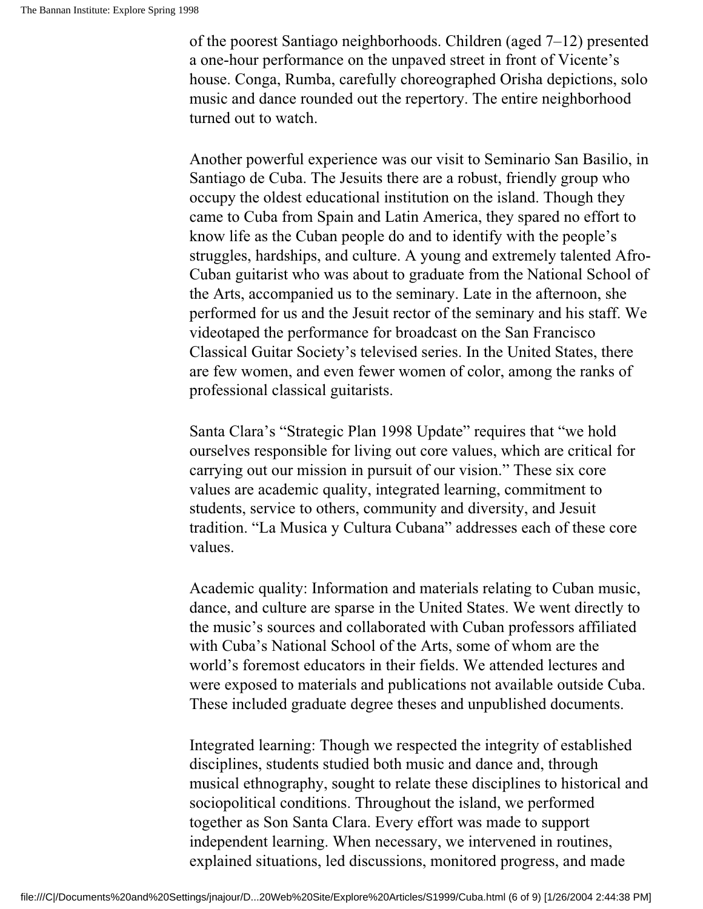of the poorest Santiago neighborhoods. Children (aged 7–12) presented a one-hour performance on the unpaved street in front of Vicente's house. Conga, Rumba, carefully choreographed Orisha depictions, solo music and dance rounded out the repertory. The entire neighborhood turned out to watch.

Another powerful experience was our visit to Seminario San Basilio, in Santiago de Cuba. The Jesuits there are a robust, friendly group who occupy the oldest educational institution on the island. Though they came to Cuba from Spain and Latin America, they spared no effort to know life as the Cuban people do and to identify with the people's struggles, hardships, and culture. A young and extremely talented Afro-Cuban guitarist who was about to graduate from the National School of the Arts, accompanied us to the seminary. Late in the afternoon, she performed for us and the Jesuit rector of the seminary and his staff. We videotaped the performance for broadcast on the San Francisco Classical Guitar Society's televised series. In the United States, there are few women, and even fewer women of color, among the ranks of professional classical guitarists.

Santa Clara's "Strategic Plan 1998 Update" requires that "we hold ourselves responsible for living out core values, which are critical for carrying out our mission in pursuit of our vision." These six core values are academic quality, integrated learning, commitment to students, service to others, community and diversity, and Jesuit tradition. "La Musica y Cultura Cubana" addresses each of these core values.

Academic quality: Information and materials relating to Cuban music, dance, and culture are sparse in the United States. We went directly to the music's sources and collaborated with Cuban professors affiliated with Cuba's National School of the Arts, some of whom are the world's foremost educators in their fields. We attended lectures and were exposed to materials and publications not available outside Cuba. These included graduate degree theses and unpublished documents.

Integrated learning: Though we respected the integrity of established disciplines, students studied both music and dance and, through musical ethnography, sought to relate these disciplines to historical and sociopolitical conditions. Throughout the island, we performed together as Son Santa Clara. Every effort was made to support independent learning. When necessary, we intervened in routines, explained situations, led discussions, monitored progress, and made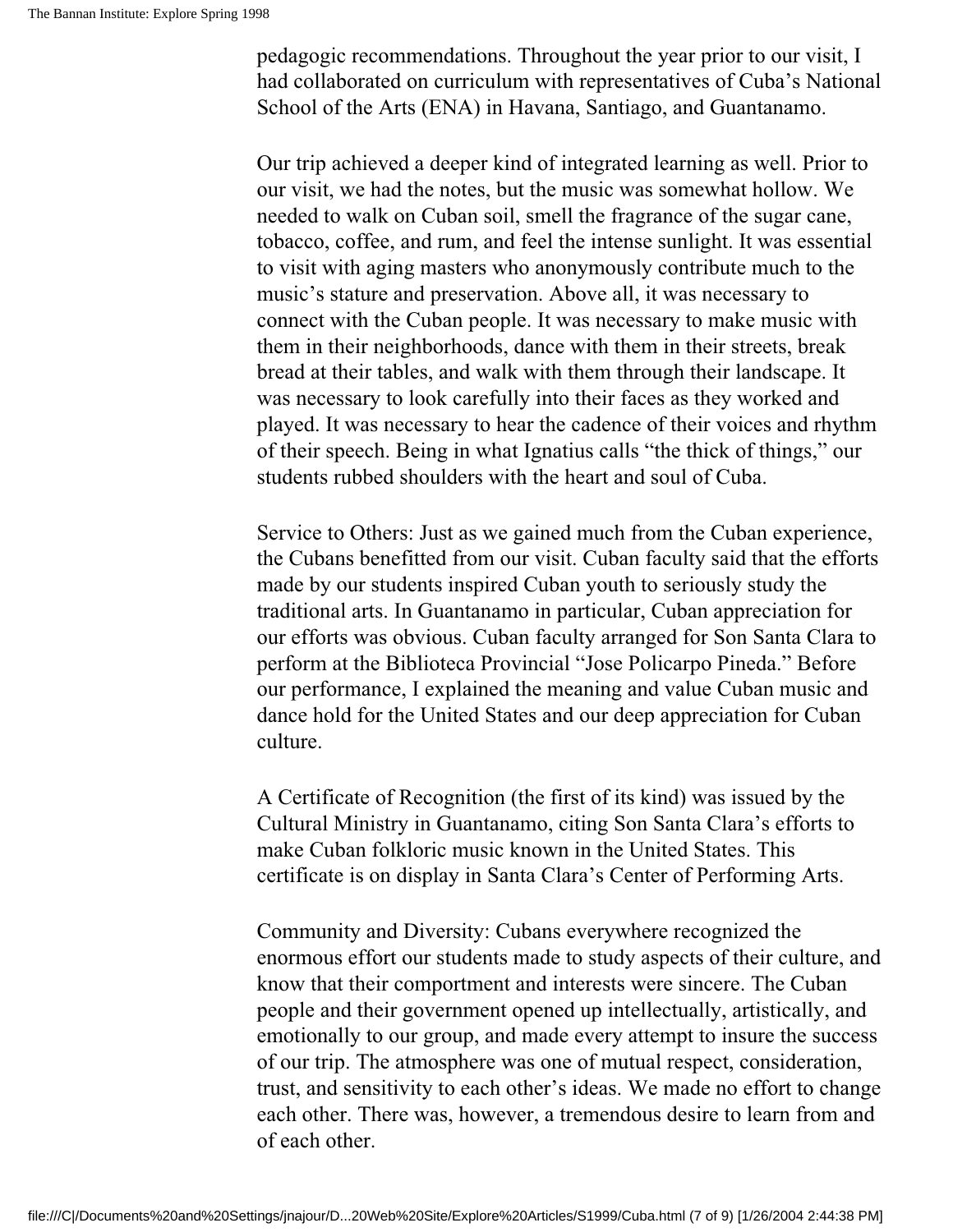pedagogic recommendations. Throughout the year prior to our visit, I had collaborated on curriculum with representatives of Cuba's National School of the Arts (ENA) in Havana, Santiago, and Guantanamo.

Our trip achieved a deeper kind of integrated learning as well. Prior to our visit, we had the notes, but the music was somewhat hollow. We needed to walk on Cuban soil, smell the fragrance of the sugar cane, tobacco, coffee, and rum, and feel the intense sunlight. It was essential to visit with aging masters who anonymously contribute much to the music's stature and preservation. Above all, it was necessary to connect with the Cuban people. It was necessary to make music with them in their neighborhoods, dance with them in their streets, break bread at their tables, and walk with them through their landscape. It was necessary to look carefully into their faces as they worked and played. It was necessary to hear the cadence of their voices and rhythm of their speech. Being in what Ignatius calls "the thick of things," our students rubbed shoulders with the heart and soul of Cuba.

Service to Others: Just as we gained much from the Cuban experience, the Cubans benefitted from our visit. Cuban faculty said that the efforts made by our students inspired Cuban youth to seriously study the traditional arts. In Guantanamo in particular, Cuban appreciation for our efforts was obvious. Cuban faculty arranged for Son Santa Clara to perform at the Biblioteca Provincial "Jose Policarpo Pineda." Before our performance, I explained the meaning and value Cuban music and dance hold for the United States and our deep appreciation for Cuban culture.

A Certificate of Recognition (the first of its kind) was issued by the Cultural Ministry in Guantanamo, citing Son Santa Clara's efforts to make Cuban folkloric music known in the United States. This certificate is on display in Santa Clara's Center of Performing Arts.

Community and Diversity: Cubans everywhere recognized the enormous effort our students made to study aspects of their culture, and know that their comportment and interests were sincere. The Cuban people and their government opened up intellectually, artistically, and emotionally to our group, and made every attempt to insure the success of our trip. The atmosphere was one of mutual respect, consideration, trust, and sensitivity to each other's ideas. We made no effort to change each other. There was, however, a tremendous desire to learn from and of each other.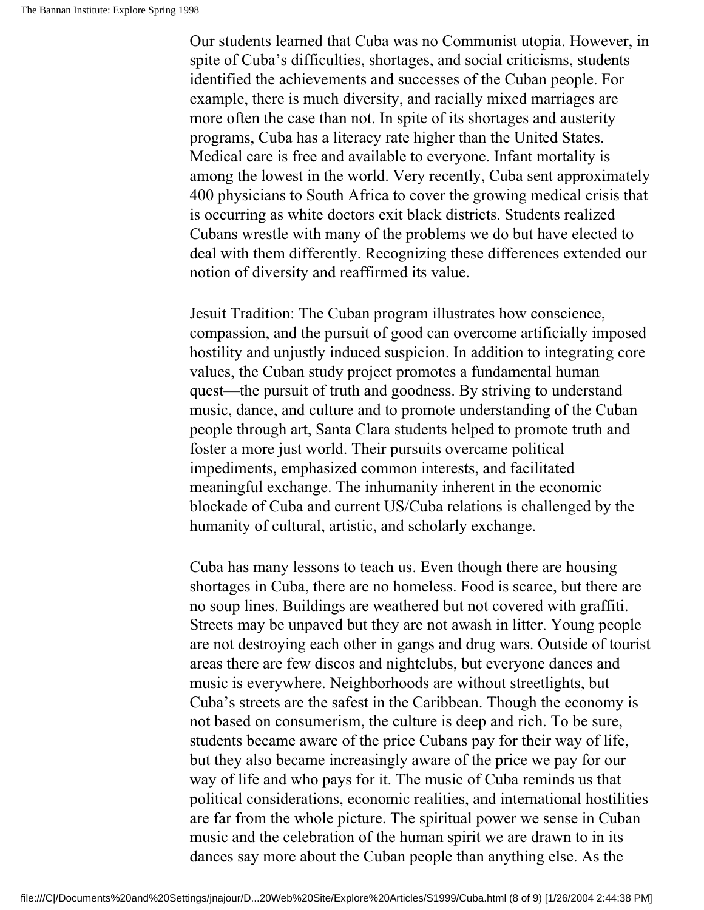Our students learned that Cuba was no Communist utopia. However, in spite of Cuba's difficulties, shortages, and social criticisms, students identified the achievements and successes of the Cuban people. For example, there is much diversity, and racially mixed marriages are more often the case than not. In spite of its shortages and austerity programs, Cuba has a literacy rate higher than the United States. Medical care is free and available to everyone. Infant mortality is among the lowest in the world. Very recently, Cuba sent approximately 400 physicians to South Africa to cover the growing medical crisis that is occurring as white doctors exit black districts. Students realized Cubans wrestle with many of the problems we do but have elected to deal with them differently. Recognizing these differences extended our notion of diversity and reaffirmed its value.

Jesuit Tradition: The Cuban program illustrates how conscience, compassion, and the pursuit of good can overcome artificially imposed hostility and unjustly induced suspicion. In addition to integrating core values, the Cuban study project promotes a fundamental human quest—the pursuit of truth and goodness. By striving to understand music, dance, and culture and to promote understanding of the Cuban people through art, Santa Clara students helped to promote truth and foster a more just world. Their pursuits overcame political impediments, emphasized common interests, and facilitated meaningful exchange. The inhumanity inherent in the economic blockade of Cuba and current US/Cuba relations is challenged by the humanity of cultural, artistic, and scholarly exchange.

Cuba has many lessons to teach us. Even though there are housing shortages in Cuba, there are no homeless. Food is scarce, but there are no soup lines. Buildings are weathered but not covered with graffiti. Streets may be unpaved but they are not awash in litter. Young people are not destroying each other in gangs and drug wars. Outside of tourist areas there are few discos and nightclubs, but everyone dances and music is everywhere. Neighborhoods are without streetlights, but Cuba's streets are the safest in the Caribbean. Though the economy is not based on consumerism, the culture is deep and rich. To be sure, students became aware of the price Cubans pay for their way of life, but they also became increasingly aware of the price we pay for our way of life and who pays for it. The music of Cuba reminds us that political considerations, economic realities, and international hostilities are far from the whole picture. The spiritual power we sense in Cuban music and the celebration of the human spirit we are drawn to in its dances say more about the Cuban people than anything else. As the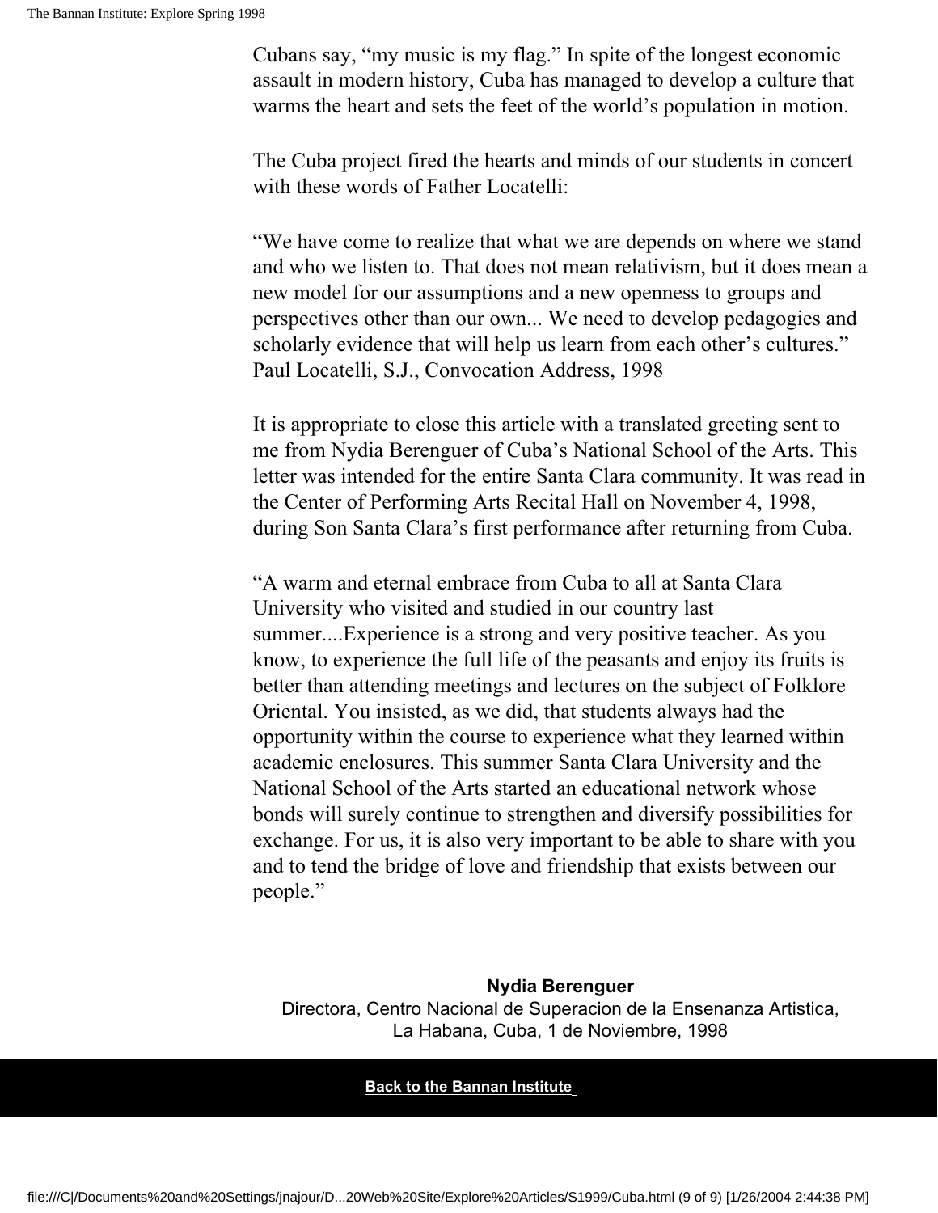Cubans say, “my music is my flag.” In spite of the longest economic assault in modern history, Cuba has managed to develop a culture that warms the heart and sets the feet of the world’s population in motion.

The Cuba project fired the hearts and minds of our students in concert with these words of Father Locatelli:

“We have come to realize that what we are depends on where we stand and who we listen to. That does not mean relativism, but it does mean a new model for our assumptions and a new openness to groups and perspectives other than our own... We need to develop pedagogies and scholarly evidence that will help us learn from each other’s cultures.” Paul Locatelli, S.J., Convocation Address, 1998

It is appropriate to close this article with a translated greeting sent to me from Nydia Berenguer of Cuba’s National School of the Arts. This letter was intended for the entire Santa Clara community. It was read in the Center of Performing Arts Recital Hall on November 4, 1998, during Son Santa Clara’s first performance after returning from Cuba.

“A warm and eternal embrace from Cuba to all at Santa Clara University who visited and studied in our country last summer....Experience is a strong and very positive teacher. As you know, to experience the full life of the peasants and enjoy its fruits is better than attending meetings and lectures on the subject of Folklore Oriental. You insisted, as we did, that students always had the opportunity within the course to experience what they learned within academic enclosures. This summer Santa Clara University and the National School of the Arts started an educational network whose bonds will surely continue to strengthen and diversify possibilities for exchange. For us, it is also very important to be able to share with you and to tend the bridge of love and friendship that exists between our people.”

**Nydia Berenguer**
Directora, Centro Nacional de Superacion de la Ensenanza Artistica,
La Habana, Cuba, 1 de Noviembre, 1998

**Back to the Bannan Institute**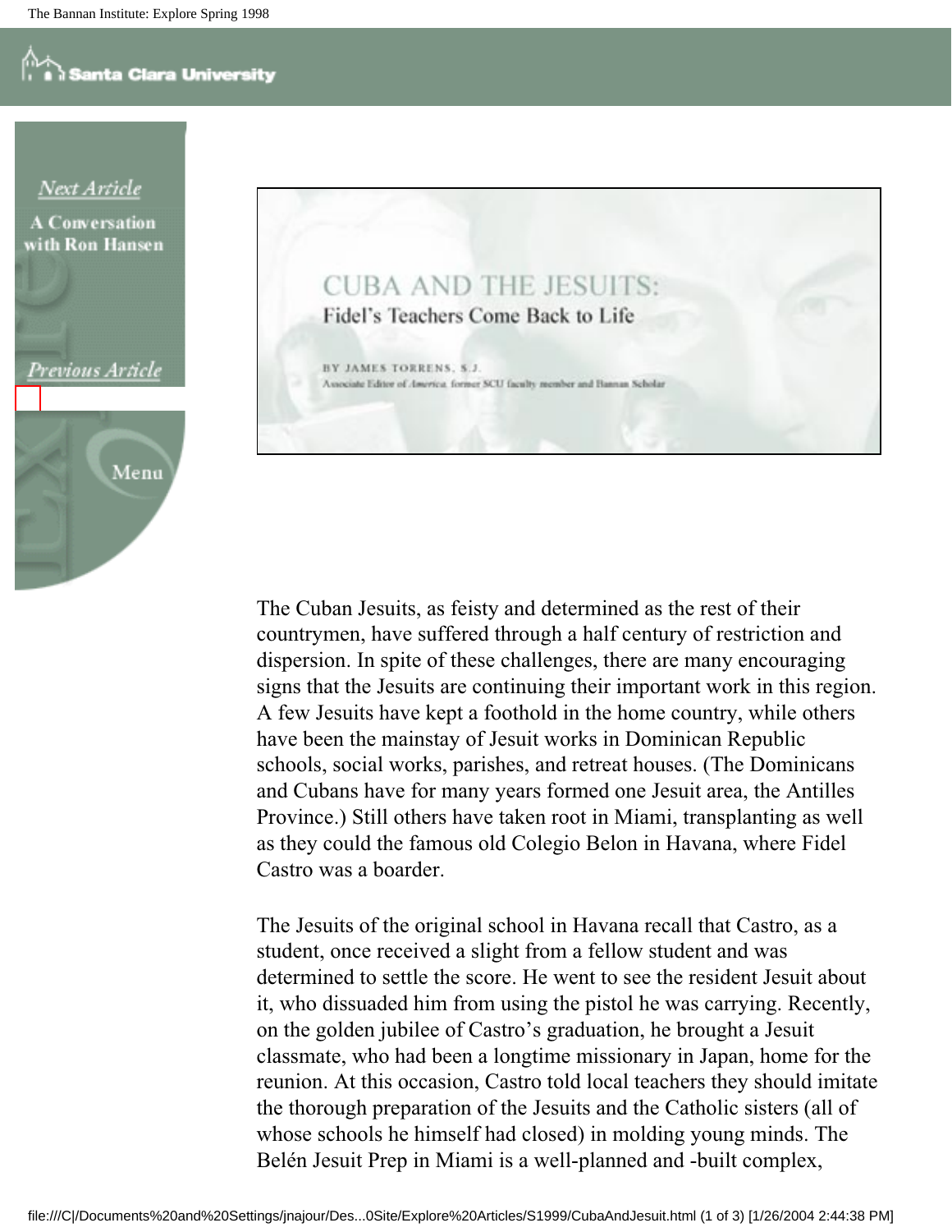# CUBA AND THE JESUITS:

## Fidel's Teachers Come Back to Life

BY JAMES TORRENS, S.J.
Associate Editor of *America*, former SCU faculty member and Bannan Scholar

The Cuban Jesuits, as feisty and determined as the rest of their countrymen, have suffered through a half century of restriction and dispersion. In spite of these challenges, there are many encouraging signs that the Jesuits are continuing their important work in this region. A few Jesuits have kept a foothold in the home country, while others have been the mainstay of Jesuit works in Dominican Republic schools, social works, parishes, and retreat houses. (The Dominicans and Cubans have for many years formed one Jesuit area, the Antilles Province.) Still others have taken root in Miami, transplanting as well as they could the famous old Colegio Belon in Havana, where Fidel Castro was a boarder.

The Jesuits of the original school in Havana recall that Castro, as a student, once received a slight from a fellow student and was determined to settle the score. He went to see the resident Jesuit about it, who dissuaded him from using the pistol he was carrying. Recently, on the golden jubilee of Castro's graduation, he brought a Jesuit classmate, who had been a longtime missionary in Japan, home for the reunion. At this occasion, Castro told local teachers they should imitate the thorough preparation of the Jesuits and the Catholic sisters (all of whose schools he himself had closed) in molding young minds. The Belén Jesuit Prep in Miami is a well-planned and -built complex,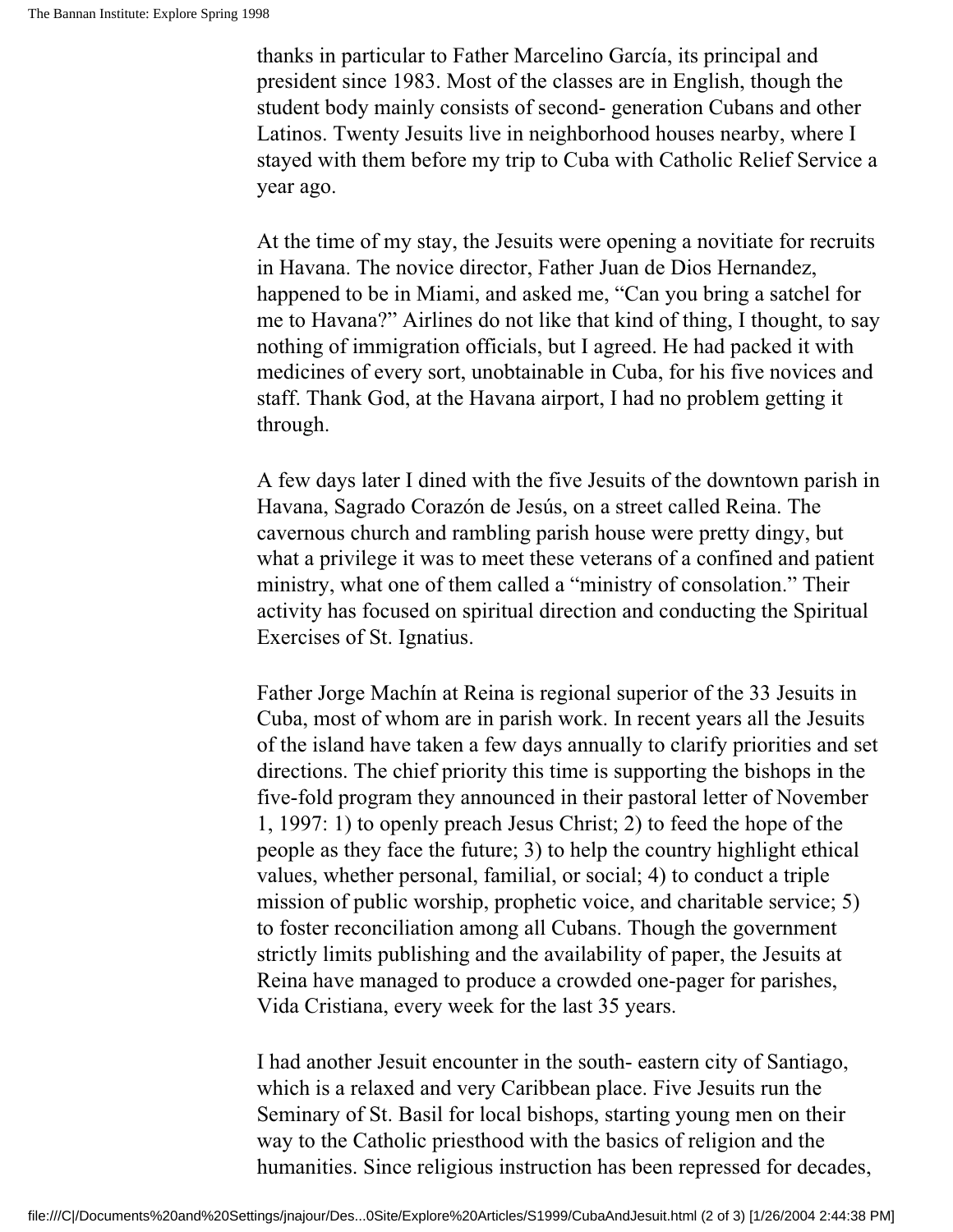thanks in particular to Father Marcelino García, its principal and president since 1983. Most of the classes are in English, though the student body mainly consists of second- generation Cubans and other Latinos. Twenty Jesuits live in neighborhood houses nearby, where I stayed with them before my trip to Cuba with Catholic Relief Service a year ago.

At the time of my stay, the Jesuits were opening a novitiate for recruits in Havana. The novice director, Father Juan de Dios Hernandez, happened to be in Miami, and asked me, "Can you bring a satchel for me to Havana?" Airlines do not like that kind of thing, I thought, to say nothing of immigration officials, but I agreed. He had packed it with medicines of every sort, unobtainable in Cuba, for his five novices and staff. Thank God, at the Havana airport, I had no problem getting it through.

A few days later I dined with the five Jesuits of the downtown parish in Havana, Sagrado Corazón de Jesús, on a street called Reina. The cavernous church and rambling parish house were pretty dingy, but what a privilege it was to meet these veterans of a confined and patient ministry, what one of them called a "ministry of consolation." Their activity has focused on spiritual direction and conducting the Spiritual Exercises of St. Ignatius.

Father Jorge Machín at Reina is regional superior of the 33 Jesuits in Cuba, most of whom are in parish work. In recent years all the Jesuits of the island have taken a few days annually to clarify priorities and set directions. The chief priority this time is supporting the bishops in the five-fold program they announced in their pastoral letter of November 1, 1997: 1) to openly preach Jesus Christ; 2) to feed the hope of the people as they face the future; 3) to help the country highlight ethical values, whether personal, familial, or social; 4) to conduct a triple mission of public worship, prophetic voice, and charitable service; 5) to foster reconciliation among all Cubans. Though the government strictly limits publishing and the availability of paper, the Jesuits at Reina have managed to produce a crowded one-pager for parishes, Vida Cristiana, every week for the last 35 years.

I had another Jesuit encounter in the south- eastern city of Santiago, which is a relaxed and very Caribbean place. Five Jesuits run the Seminary of St. Basil for local bishops, starting young men on their way to the Catholic priesthood with the basics of religion and the humanities. Since religious instruction has been repressed for decades,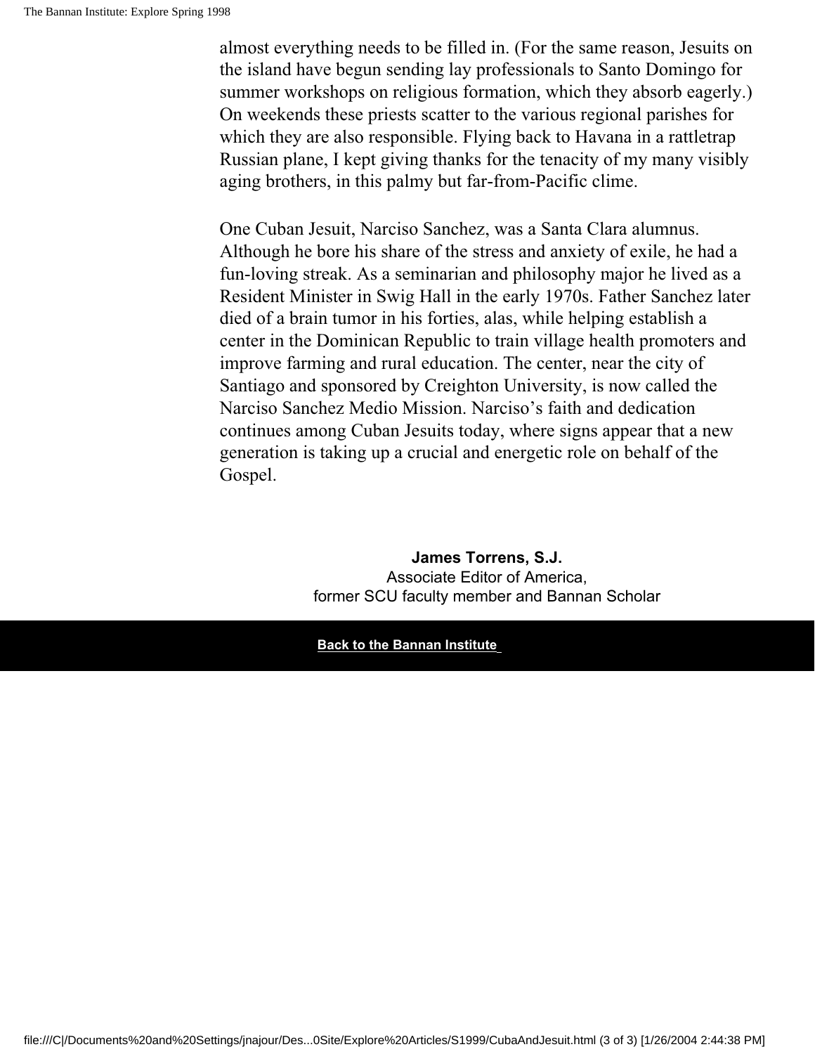almost everything needs to be filled in. (For the same reason, Jesuits on the island have begun sending lay professionals to Santo Domingo for summer workshops on religious formation, which they absorb eagerly.) On weekends these priests scatter to the various regional parishes for which they are also responsible. Flying back to Havana in a rattletrap Russian plane, I kept giving thanks for the tenacity of my many visibly aging brothers, in this palmy but far-from-Pacific clime.

One Cuban Jesuit, Narciso Sanchez, was a Santa Clara alumnus. Although he bore his share of the stress and anxiety of exile, he had a fun-loving streak. As a seminarian and philosophy major he lived as a Resident Minister in Swig Hall in the early 1970s. Father Sanchez later died of a brain tumor in his forties, alas, while helping establish a center in the Dominican Republic to train village health promoters and improve farming and rural education. The center, near the city of Santiago and sponsored by Creighton University, is now called the Narciso Sanchez Medio Mission. Narciso's faith and dedication continues among Cuban Jesuits today, where signs appear that a new generation is taking up a crucial and energetic role on behalf of the Gospel.

**James Torrens, S.J.**
Associate Editor of America,
former SCU faculty member and Bannan Scholar

**Back to the Bannan Institute**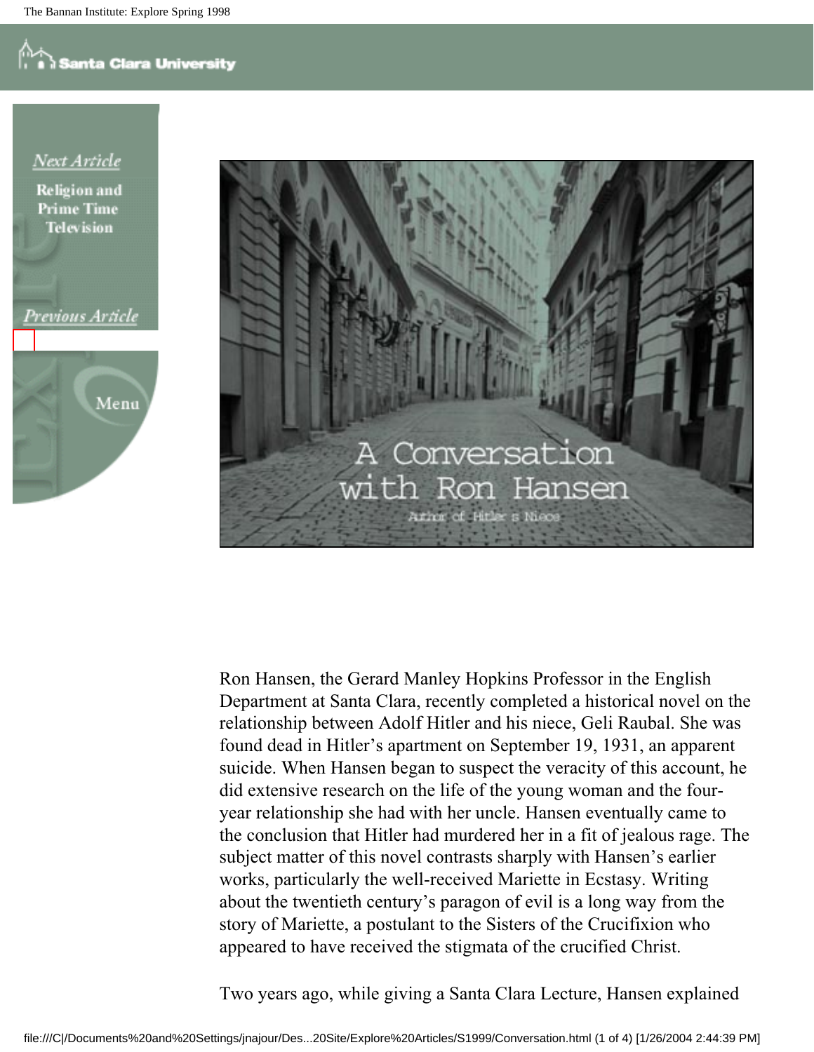Next Article

Religion and Prime Time Television

Previous Article

Menu

# A Conversation with Ron Hansen

Author of Hitler's Niece

Ron Hansen, the Gerard Manley Hopkins Professor in the English Department at Santa Clara, recently completed a historical novel on the relationship between Adolf Hitler and his niece, Geli Raubal. She was found dead in Hitler's apartment on September 19, 1931, an apparent suicide. When Hansen began to suspect the veracity of this account, he did extensive research on the life of the young woman and the four-year relationship she had with her uncle. Hansen eventually came to the conclusion that Hitler had murdered her in a fit of jealous rage. The subject matter of this novel contrasts sharply with Hansen's earlier works, particularly the well-received Mariette in Ecstasy. Writing about the twentieth century's paragon of evil is a long way from the story of Mariette, a postulant to the Sisters of the Crucifixion who appeared to have received the stigmata of the crucified Christ.

Two years ago, while giving a Santa Clara Lecture, Hansen explained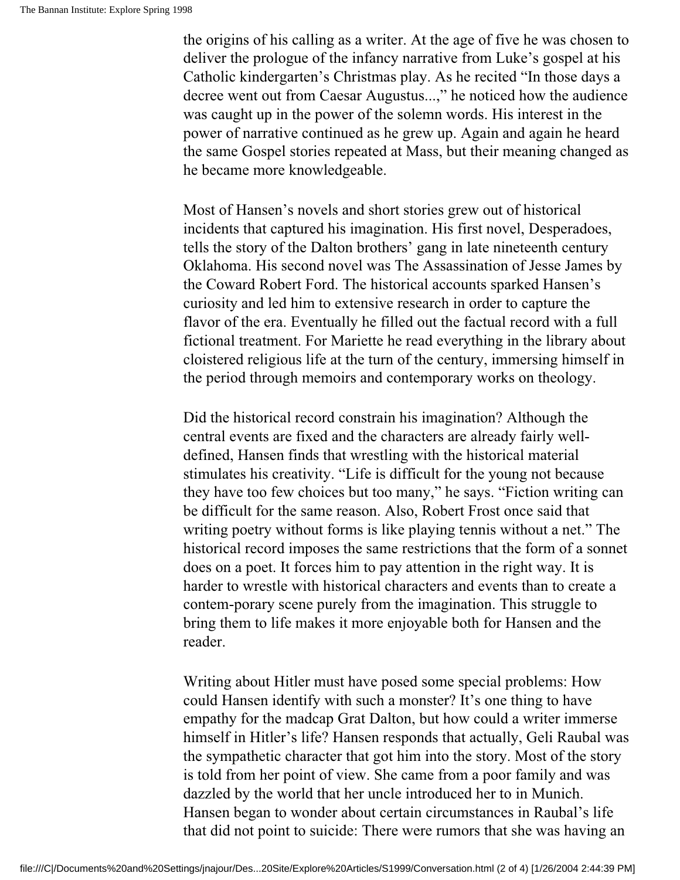the origins of his calling as a writer. At the age of five he was chosen to deliver the prologue of the infancy narrative from Luke's gospel at his Catholic kindergarten's Christmas play. As he recited "In those days a decree went out from Caesar Augustus...," he noticed how the audience was caught up in the power of the solemn words. His interest in the power of narrative continued as he grew up. Again and again he heard the same Gospel stories repeated at Mass, but their meaning changed as he became more knowledgeable.

Most of Hansen's novels and short stories grew out of historical incidents that captured his imagination. His first novel, Desperadoes, tells the story of the Dalton brothers' gang in late nineteenth century Oklahoma. His second novel was The Assassination of Jesse James by the Coward Robert Ford. The historical accounts sparked Hansen's curiosity and led him to extensive research in order to capture the flavor of the era. Eventually he filled out the factual record with a full fictional treatment. For Mariette he read everything in the library about cloistered religious life at the turn of the century, immersing himself in the period through memoirs and contemporary works on theology.

Did the historical record constrain his imagination? Although the central events are fixed and the characters are already fairly well-defined, Hansen finds that wrestling with the historical material stimulates his creativity. "Life is difficult for the young not because they have too few choices but too many," he says. "Fiction writing can be difficult for the same reason. Also, Robert Frost once said that writing poetry without forms is like playing tennis without a net." The historical record imposes the same restrictions that the form of a sonnet does on a poet. It forces him to pay attention in the right way. It is harder to wrestle with historical characters and events than to create a contem-porary scene purely from the imagination. This struggle to bring them to life makes it more enjoyable both for Hansen and the reader.

Writing about Hitler must have posed some special problems: How could Hansen identify with such a monster? It's one thing to have empathy for the madcap Grat Dalton, but how could a writer immerse himself in Hitler's life? Hansen responds that actually, Geli Raubal was the sympathetic character that got him into the story. Most of the story is told from her point of view. She came from a poor family and was dazzled by the world that her uncle introduced her to in Munich. Hansen began to wonder about certain circumstances in Raubal's life that did not point to suicide: There were rumors that she was having an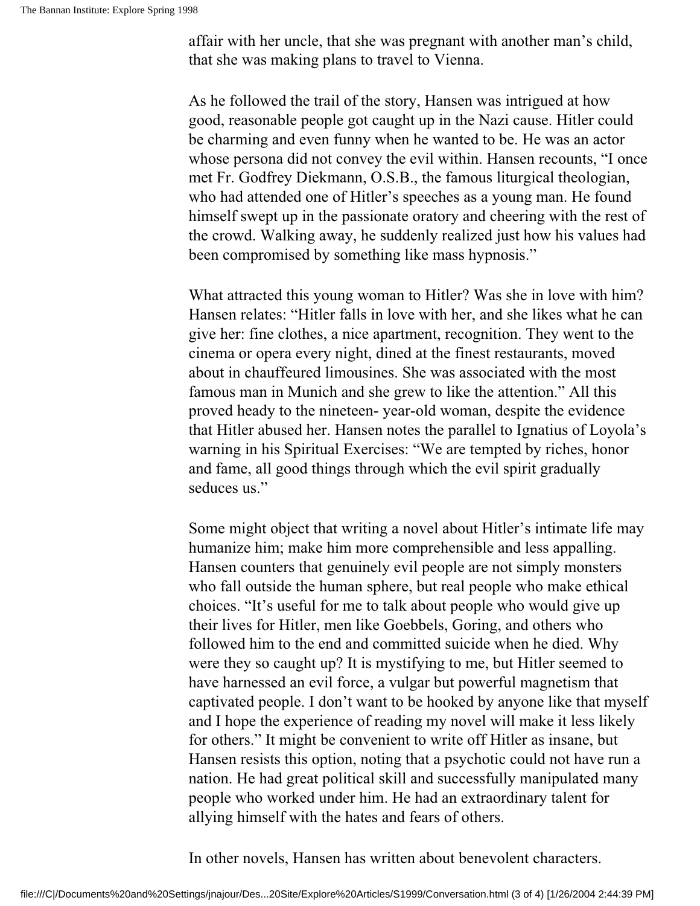affair with her uncle, that she was pregnant with another man's child, that she was making plans to travel to Vienna.

As he followed the trail of the story, Hansen was intrigued at how good, reasonable people got caught up in the Nazi cause. Hitler could be charming and even funny when he wanted to be. He was an actor whose persona did not convey the evil within. Hansen recounts, "I once met Fr. Godfrey Diekmann, O.S.B., the famous liturgical theologian, who had attended one of Hitler's speeches as a young man. He found himself swept up in the passionate oratory and cheering with the rest of the crowd. Walking away, he suddenly realized just how his values had been compromised by something like mass hypnosis."

What attracted this young woman to Hitler? Was she in love with him? Hansen relates: "Hitler falls in love with her, and she likes what he can give her: fine clothes, a nice apartment, recognition. They went to the cinema or opera every night, dined at the finest restaurants, moved about in chauffeured limousines. She was associated with the most famous man in Munich and she grew to like the attention." All this proved heady to the nineteen- year-old woman, despite the evidence that Hitler abused her. Hansen notes the parallel to Ignatius of Loyola's warning in his Spiritual Exercises: "We are tempted by riches, honor and fame, all good things through which the evil spirit gradually seduces us."

Some might object that writing a novel about Hitler's intimate life may humanize him; make him more comprehensible and less appalling. Hansen counters that genuinely evil people are not simply monsters who fall outside the human sphere, but real people who make ethical choices. "It's useful for me to talk about people who would give up their lives for Hitler, men like Goebbels, Goring, and others who followed him to the end and committed suicide when he died. Why were they so caught up? It is mystifying to me, but Hitler seemed to have harnessed an evil force, a vulgar but powerful magnetism that captivated people. I don't want to be hooked by anyone like that myself and I hope the experience of reading my novel will make it less likely for others." It might be convenient to write off Hitler as insane, but Hansen resists this option, noting that a psychotic could not have run a nation. He had great political skill and successfully manipulated many people who worked under him. He had an extraordinary talent for allying himself with the hates and fears of others.

In other novels, Hansen has written about benevolent characters.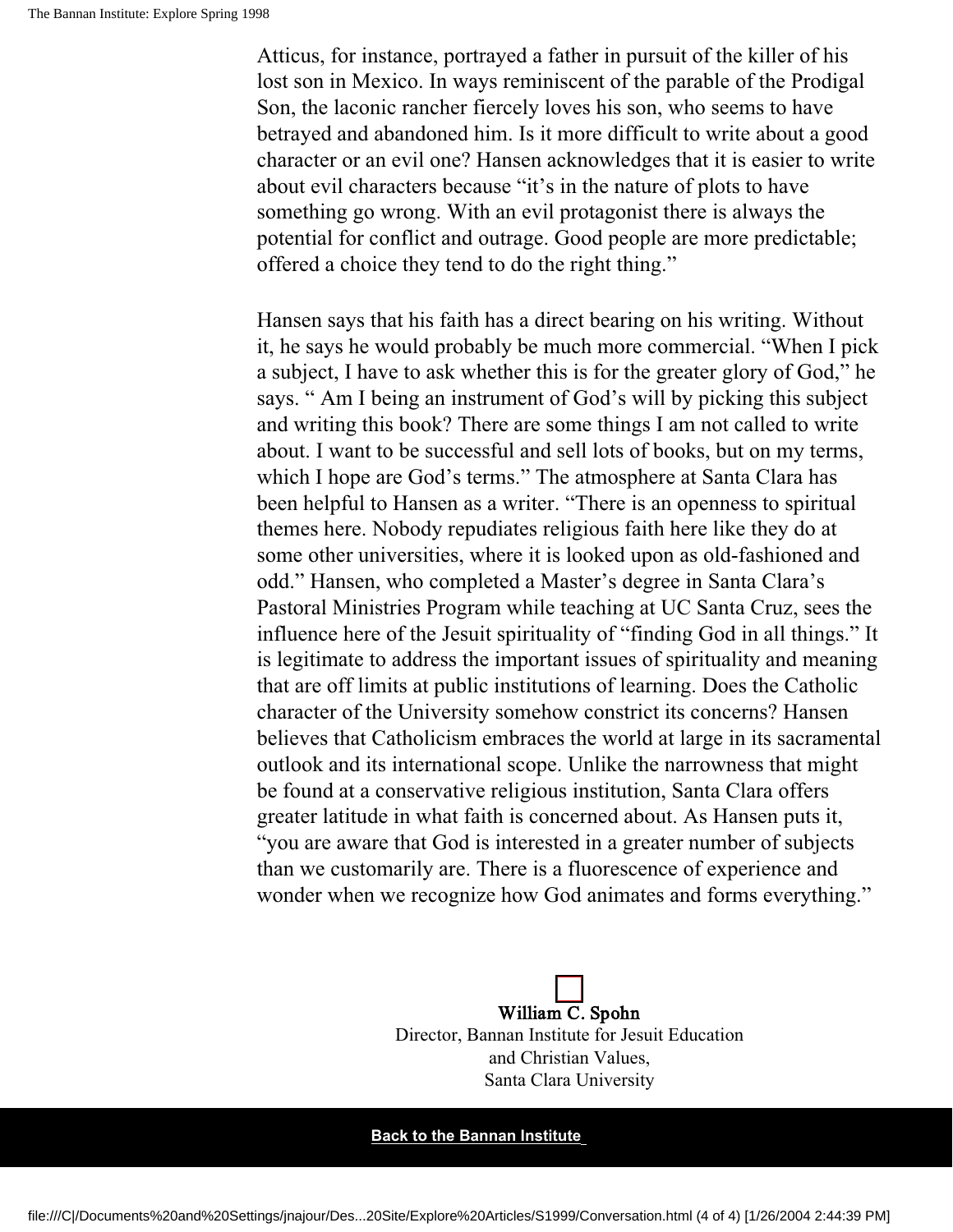Atticus, for instance, portrayed a father in pursuit of the killer of his lost son in Mexico. In ways reminiscent of the parable of the Prodigal Son, the laconic rancher fiercely loves his son, who seems to have betrayed and abandoned him. Is it more difficult to write about a good character or an evil one? Hansen acknowledges that it is easier to write about evil characters because "it's in the nature of plots to have something go wrong. With an evil protagonist there is always the potential for conflict and outrage. Good people are more predictable; offered a choice they tend to do the right thing."

Hansen says that his faith has a direct bearing on his writing. Without it, he says he would probably be much more commercial. "When I pick a subject, I have to ask whether this is for the greater glory of God," he says. " Am I being an instrument of God's will by picking this subject and writing this book? There are some things I am not called to write about. I want to be successful and sell lots of books, but on my terms, which I hope are God's terms." The atmosphere at Santa Clara has been helpful to Hansen as a writer. "There is an openness to spiritual themes here. Nobody repudiates religious faith here like they do at some other universities, where it is looked upon as old-fashioned and odd." Hansen, who completed a Master's degree in Santa Clara's Pastoral Ministries Program while teaching at UC Santa Cruz, sees the influence here of the Jesuit spirituality of "finding God in all things." It is legitimate to address the important issues of spirituality and meaning that are off limits at public institutions of learning. Does the Catholic character of the University somehow constrict its concerns? Hansen believes that Catholicism embraces the world at large in its sacramental outlook and its international scope. Unlike the narrowness that might be found at a conservative religious institution, Santa Clara offers greater latitude in what faith is concerned about. As Hansen puts it, "you are aware that God is interested in a greater number of subjects than we customarily are. There is a fluorescence of experience and wonder when we recognize how God animates and forms everything."

William C. Spohn
Director, Bannan Institute for Jesuit Education
and Christian Values,
Santa Clara University

**Back to the Bannan Institute**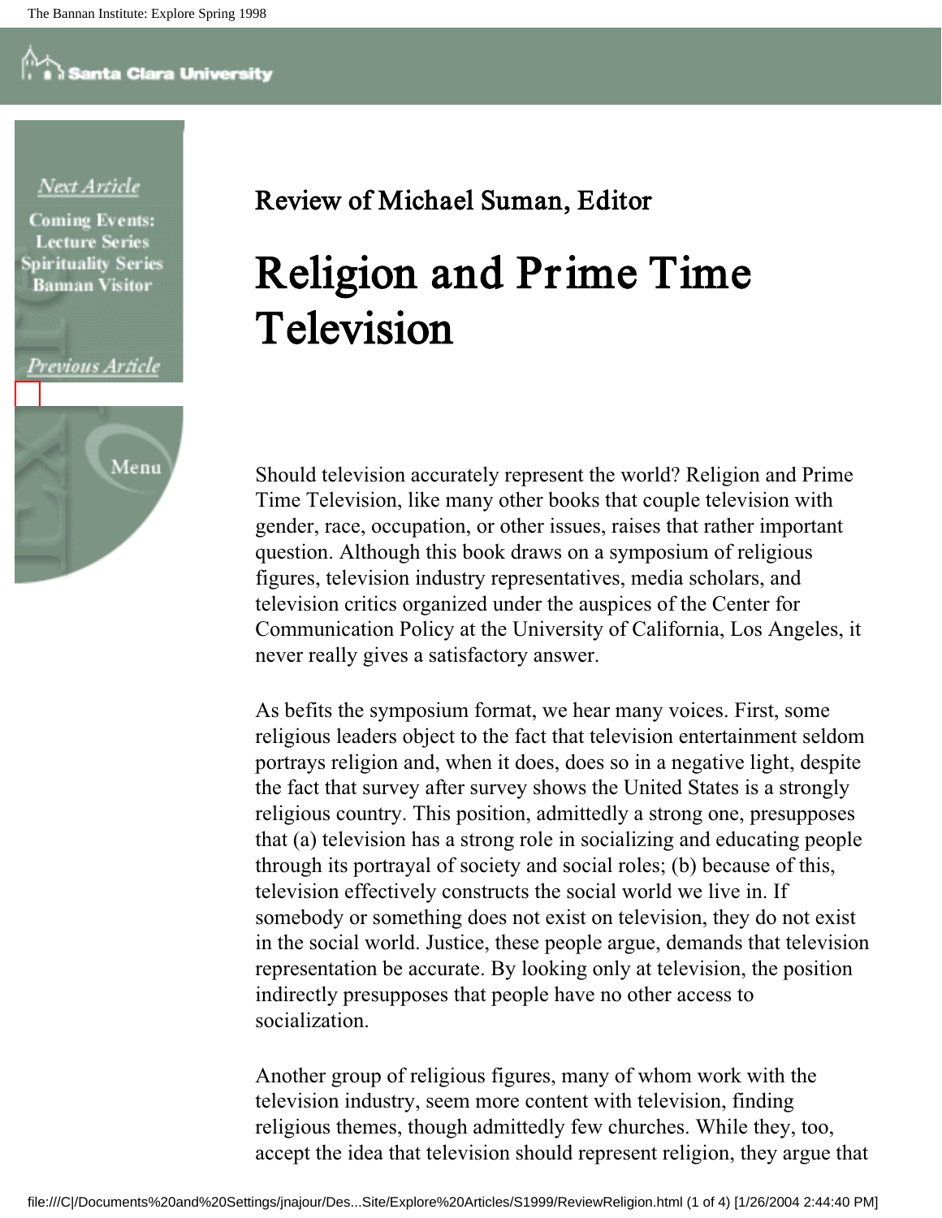Review of Michael Suman, Editor

# Religion and Prime Time Television

Should television accurately represent the world? Religion and Prime Time Television, like many other books that couple television with gender, race, occupation, or other issues, raises that rather important question. Although this book draws on a symposium of religious figures, television industry representatives, media scholars, and television critics organized under the auspices of the Center for Communication Policy at the University of California, Los Angeles, it never really gives a satisfactory answer.

As befits the symposium format, we hear many voices. First, some religious leaders object to the fact that television entertainment seldom portrays religion and, when it does, does so in a negative light, despite the fact that survey after survey shows the United States is a strongly religious country. This position, admittedly a strong one, presupposes that (a) television has a strong role in socializing and educating people through its portrayal of society and social roles; (b) because of this, television effectively constructs the social world we live in. If somebody or something does not exist on television, they do not exist in the social world. Justice, these people argue, demands that television representation be accurate. By looking only at television, the position indirectly presupposes that people have no other access to socialization.

Another group of religious figures, many of whom work with the television industry, seem more content with television, finding religious themes, though admittedly few churches. While they, too, accept the idea that television should represent religion, they argue that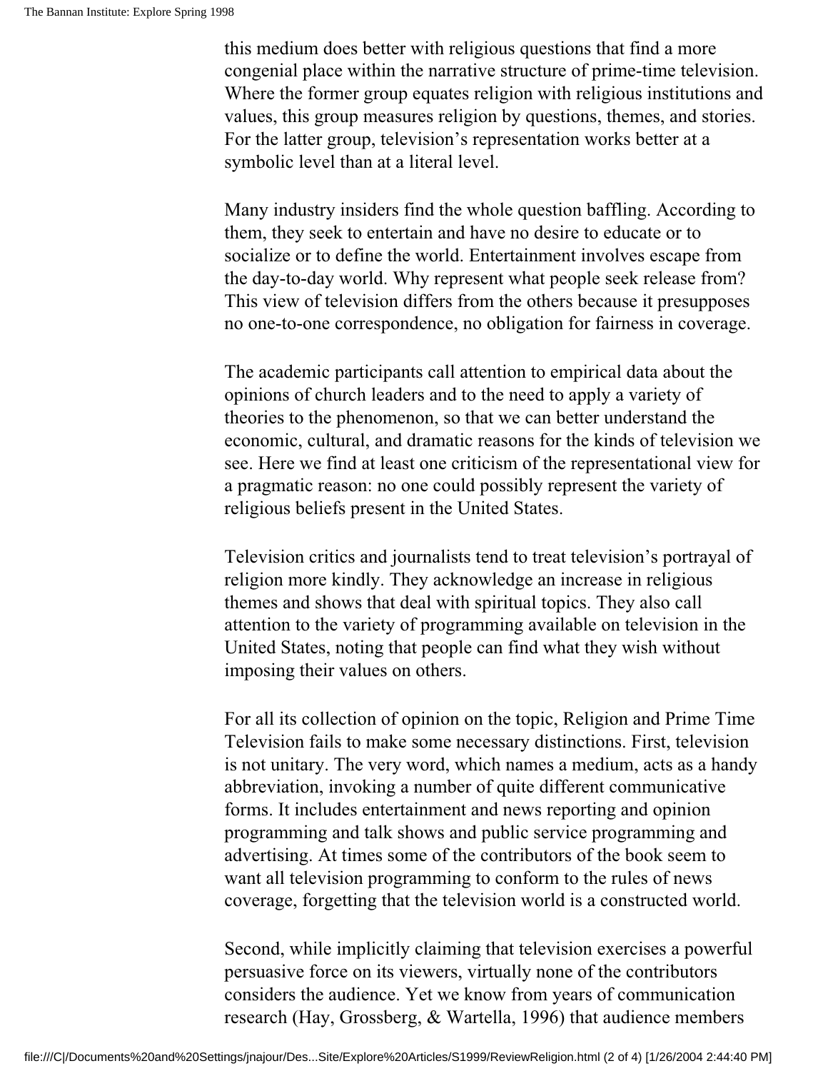this medium does better with religious questions that find a more congenial place within the narrative structure of prime-time television. Where the former group equates religion with religious institutions and values, this group measures religion by questions, themes, and stories. For the latter group, television's representation works better at a symbolic level than at a literal level.

Many industry insiders find the whole question baffling. According to them, they seek to entertain and have no desire to educate or to socialize or to define the world. Entertainment involves escape from the day-to-day world. Why represent what people seek release from? This view of television differs from the others because it presupposes no one-to-one correspondence, no obligation for fairness in coverage.

The academic participants call attention to empirical data about the opinions of church leaders and to the need to apply a variety of theories to the phenomenon, so that we can better understand the economic, cultural, and dramatic reasons for the kinds of television we see. Here we find at least one criticism of the representational view for a pragmatic reason: no one could possibly represent the variety of religious beliefs present in the United States.

Television critics and journalists tend to treat television's portrayal of religion more kindly. They acknowledge an increase in religious themes and shows that deal with spiritual topics. They also call attention to the variety of programming available on television in the United States, noting that people can find what they wish without imposing their values on others.

For all its collection of opinion on the topic, Religion and Prime Time Television fails to make some necessary distinctions. First, television is not unitary. The very word, which names a medium, acts as a handy abbreviation, invoking a number of quite different communicative forms. It includes entertainment and news reporting and opinion programming and talk shows and public service programming and advertising. At times some of the contributors of the book seem to want all television programming to conform to the rules of news coverage, forgetting that the television world is a constructed world.

Second, while implicitly claiming that television exercises a powerful persuasive force on its viewers, virtually none of the contributors considers the audience. Yet we know from years of communication research (Hay, Grossberg, & Wartella, 1996) that audience members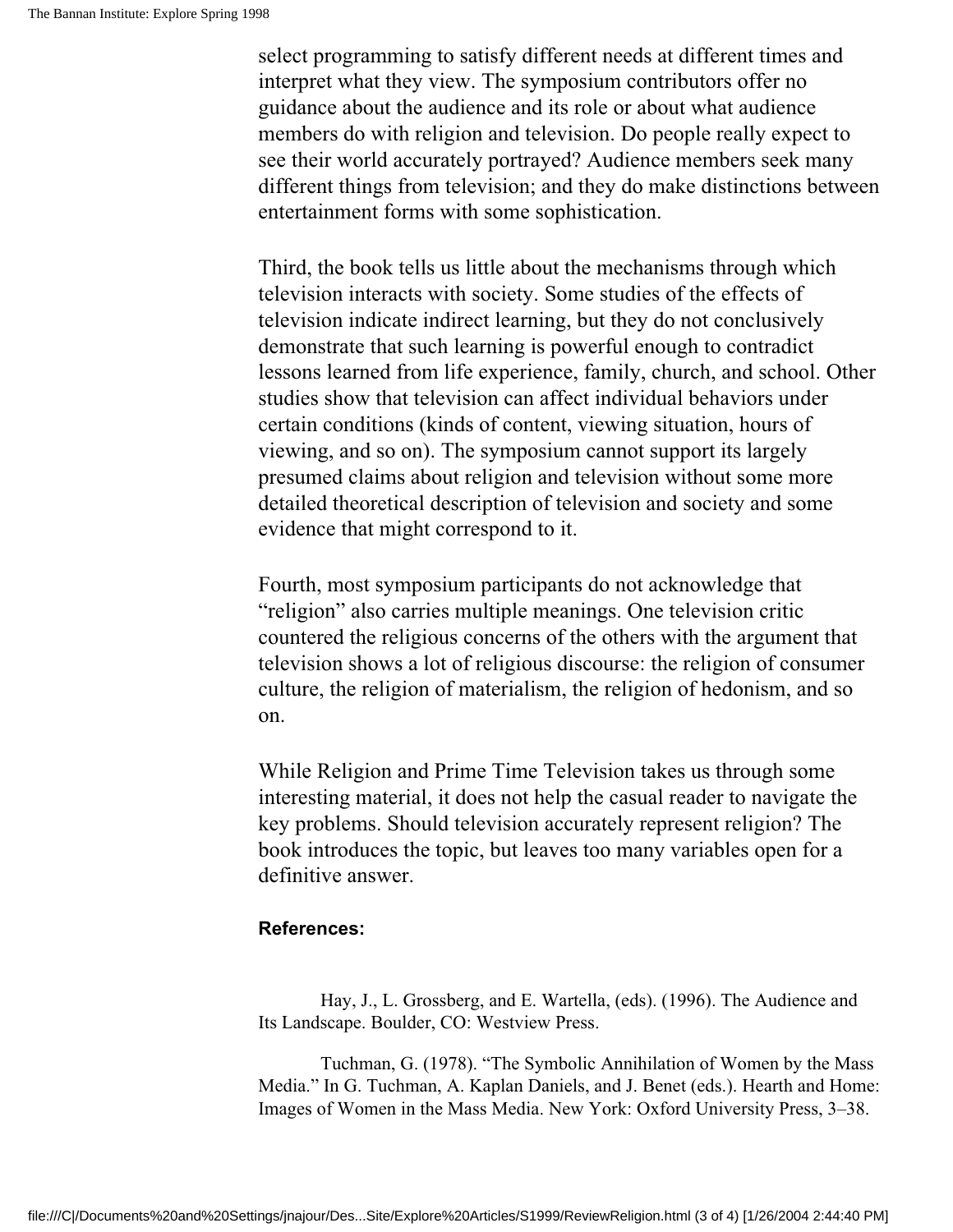select programming to satisfy different needs at different times and interpret what they view. The symposium contributors offer no guidance about the audience and its role or about what audience members do with religion and television. Do people really expect to see their world accurately portrayed? Audience members seek many different things from television; and they do make distinctions between entertainment forms with some sophistication.

Third, the book tells us little about the mechanisms through which television interacts with society. Some studies of the effects of television indicate indirect learning, but they do not conclusively demonstrate that such learning is powerful enough to contradict lessons learned from life experience, family, church, and school. Other studies show that television can affect individual behaviors under certain conditions (kinds of content, viewing situation, hours of viewing, and so on). The symposium cannot support its largely presumed claims about religion and television without some more detailed theoretical description of television and society and some evidence that might correspond to it.

Fourth, most symposium participants do not acknowledge that "religion" also carries multiple meanings. One television critic countered the religious concerns of the others with the argument that television shows a lot of religious discourse: the religion of consumer culture, the religion of materialism, the religion of hedonism, and so on.

While Religion and Prime Time Television takes us through some interesting material, it does not help the casual reader to navigate the key problems. Should television accurately represent religion? The book introduces the topic, but leaves too many variables open for a definitive answer.

**References:**

Hay, J., L. Grossberg, and E. Wartella, (eds). (1996). The Audience and Its Landscape. Boulder, CO: Westview Press.

Tuchman, G. (1978). "The Symbolic Annihilation of Women by the Mass Media." In G. Tuchman, A. Kaplan Daniels, and J. Benet (eds.). Hearth and Home: Images of Women in the Mass Media. New York: Oxford University Press, 3–38.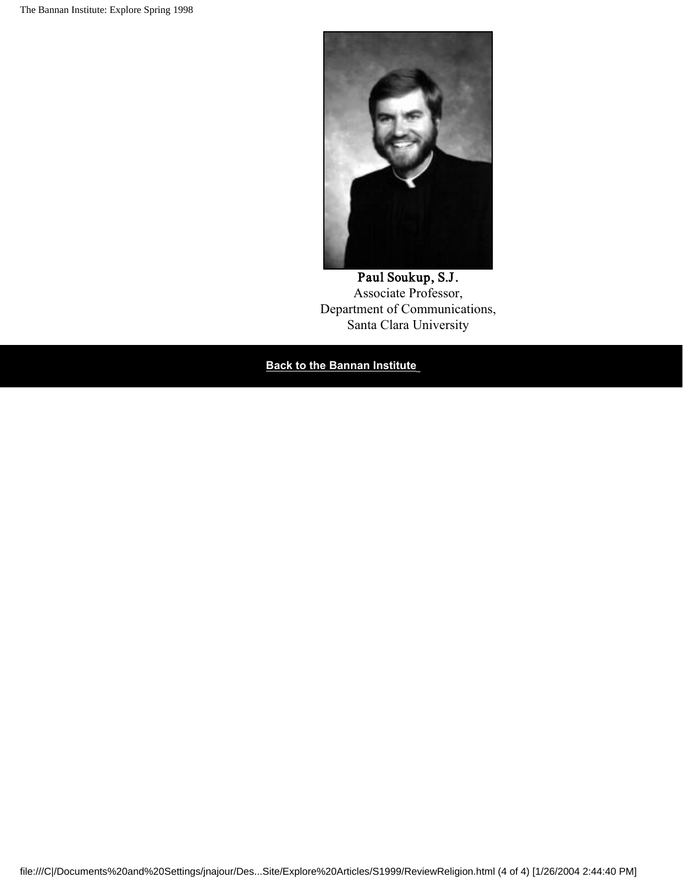**Paul Soukup, S.J.**
Associate Professor,
Department of Communications,
Santa Clara University

**Back to the Bannan Institute**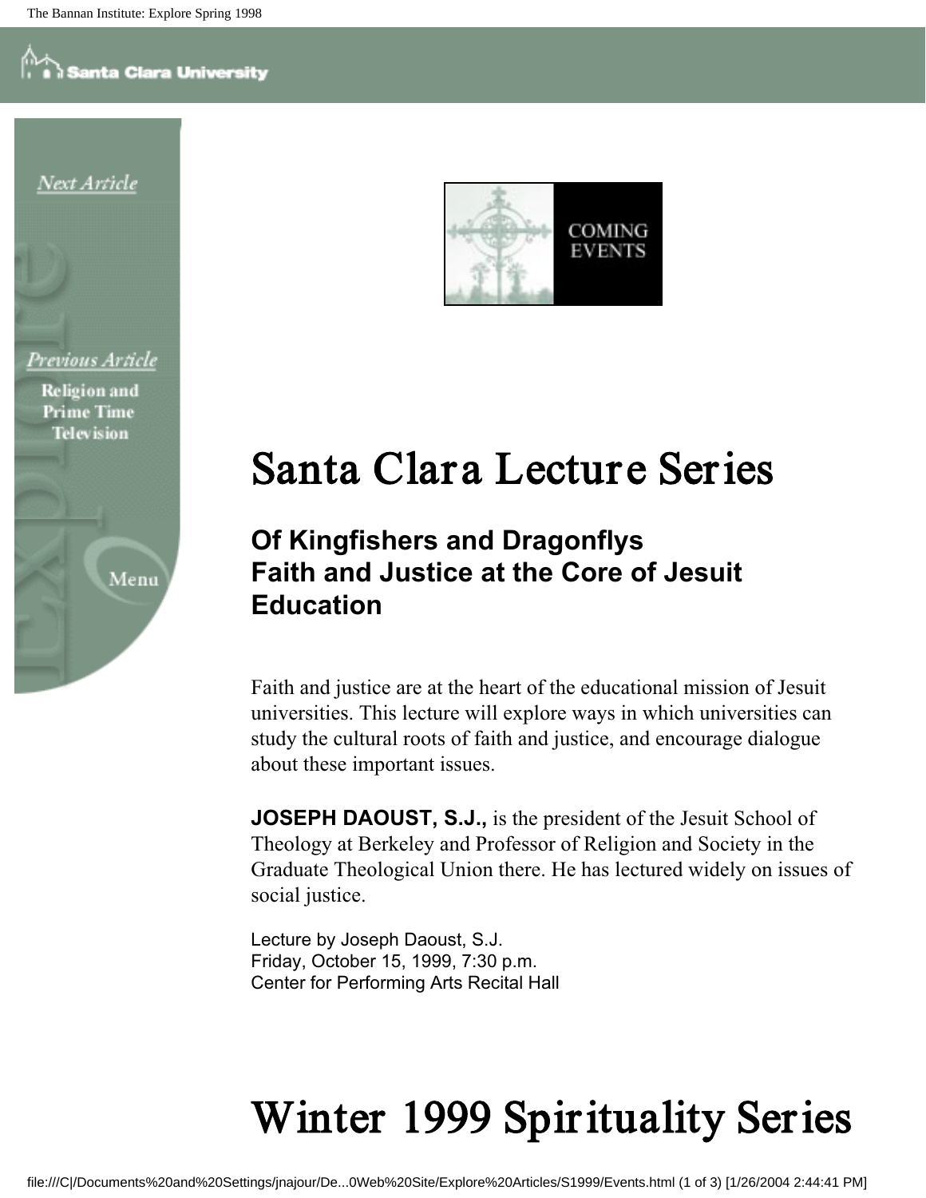Next Article

Previous Article
Religion and Prime Time Television

Menu

COMING EVENTS

# Santa Clara Lecture Series

### Of Kingfishers and Dragonflys
### Faith and Justice at the Core of Jesuit Education

Faith and justice are at the heart of the educational mission of Jesuit universities. This lecture will explore ways in which universities can study the cultural roots of faith and justice, and encourage dialogue about these important issues.

**JOSEPH DAOUST, S.J.,** is the president of the Jesuit School of Theology at Berkeley and Professor of Religion and Society in the Graduate Theological Union there. He has lectured widely on issues of social justice.

Lecture by Joseph Daoust, S.J.
Friday, October 15, 1999, 7:30 p.m.
Center for Performing Arts Recital Hall

# Winter 1999 Spirituality Series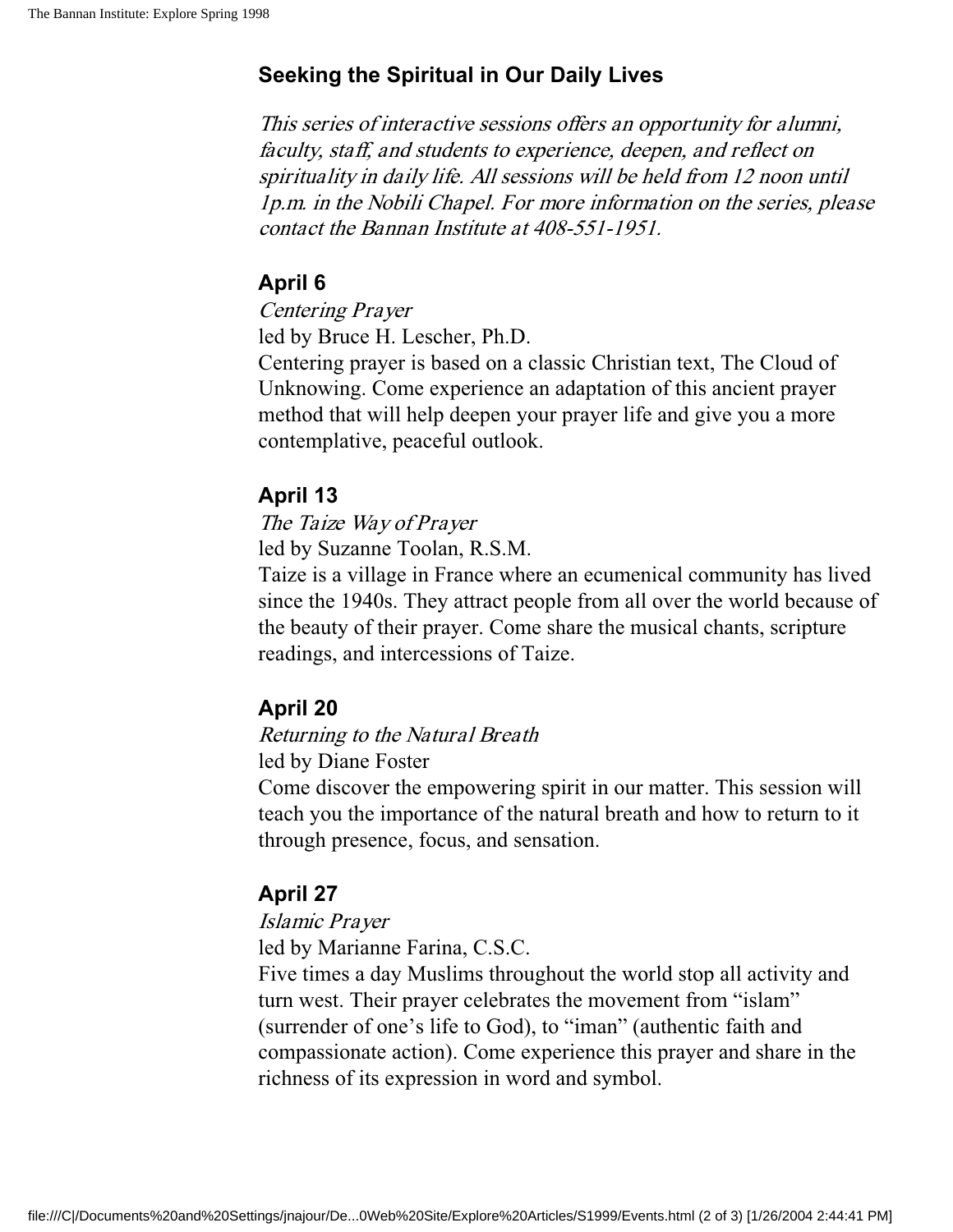### Seeking the Spiritual in Our Daily Lives

*This series of interactive sessions offers an opportunity for alumni, faculty, staff, and students to experience, deepen, and reflect on spirituality in daily life. All sessions will be held from 12 noon until 1p.m. in the Nobili Chapel. For more information on the series, please contact the Bannan Institute at 408-551-1951.*

#### April 6

*Centering Prayer*
led by Bruce H. Lescher, Ph.D.
Centering prayer is based on a classic Christian text, The Cloud of Unknowing. Come experience an adaptation of this ancient prayer method that will help deepen your prayer life and give you a more contemplative, peaceful outlook.

#### April 13

*The Taize Way of Prayer*
led by Suzanne Toolan, R.S.M.
Taize is a village in France where an ecumenical community has lived since the 1940s. They attract people from all over the world because of the beauty of their prayer. Come share the musical chants, scripture readings, and intercessions of Taize.

#### April 20

*Returning to the Natural Breath*
led by Diane Foster
Come discover the empowering spirit in our matter. This session will teach you the importance of the natural breath and how to return to it through presence, focus, and sensation.

#### April 27

*Islamic Prayer*
led by Marianne Farina, C.S.C.
Five times a day Muslims throughout the world stop all activity and turn west. Their prayer celebrates the movement from "islam" (surrender of one's life to God), to "iman" (authentic faith and compassionate action). Come experience this prayer and share in the richness of its expression in word and symbol.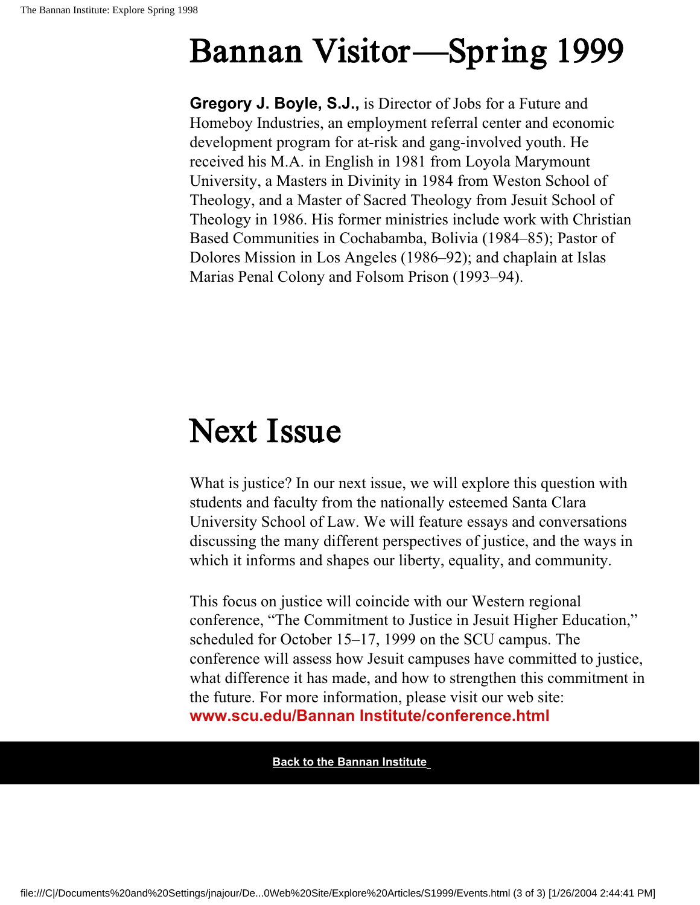# Bannan Visitor—Spring 1999

**Gregory J. Boyle, S.J.,** is Director of Jobs for a Future and Homeboy Industries, an employment referral center and economic development program for at-risk and gang-involved youth. He received his M.A. in English in 1981 from Loyola Marymount University, a Masters in Divinity in 1984 from Weston School of Theology, and a Master of Sacred Theology from Jesuit School of Theology in 1986. His former ministries include work with Christian Based Communities in Cochabamba, Bolivia (1984–85); Pastor of Dolores Mission in Los Angeles (1986–92); and chaplain at Islas Marias Penal Colony and Folsom Prison (1993–94).

# Next Issue

What is justice? In our next issue, we will explore this question with students and faculty from the nationally esteemed Santa Clara University School of Law. We will feature essays and conversations discussing the many different perspectives of justice, and the ways in which it informs and shapes our liberty, equality, and community.

This focus on justice will coincide with our Western regional conference, "The Commitment to Justice in Jesuit Higher Education," scheduled for October 15–17, 1999 on the SCU campus. The conference will assess how Jesuit campuses have committed to justice, what difference it has made, and how to strengthen this commitment in the future. For more information, please visit our web site: **www.scu.edu/Bannan Institute/conference.html**

**Back to the Bannan Institute**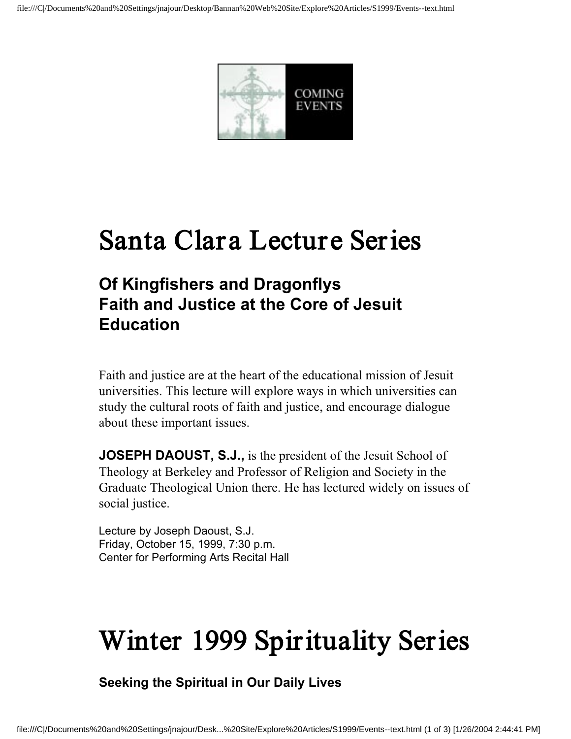# Santa Clara Lecture Series

### Of Kingfishers and Dragonflys
### Faith and Justice at the Core of Jesuit Education

Faith and justice are at the heart of the educational mission of Jesuit universities. This lecture will explore ways in which universities can study the cultural roots of faith and justice, and encourage dialogue about these important issues.

**JOSEPH DAOUST, S.J.,** is the president of the Jesuit School of Theology at Berkeley and Professor of Religion and Society in the Graduate Theological Union there. He has lectured widely on issues of social justice.

Lecture by Joseph Daoust, S.J.
Friday, October 15, 1999, 7:30 p.m.
Center for Performing Arts Recital Hall

# Winter 1999 Spirituality Series

#### Seeking the Spiritual in Our Daily Lives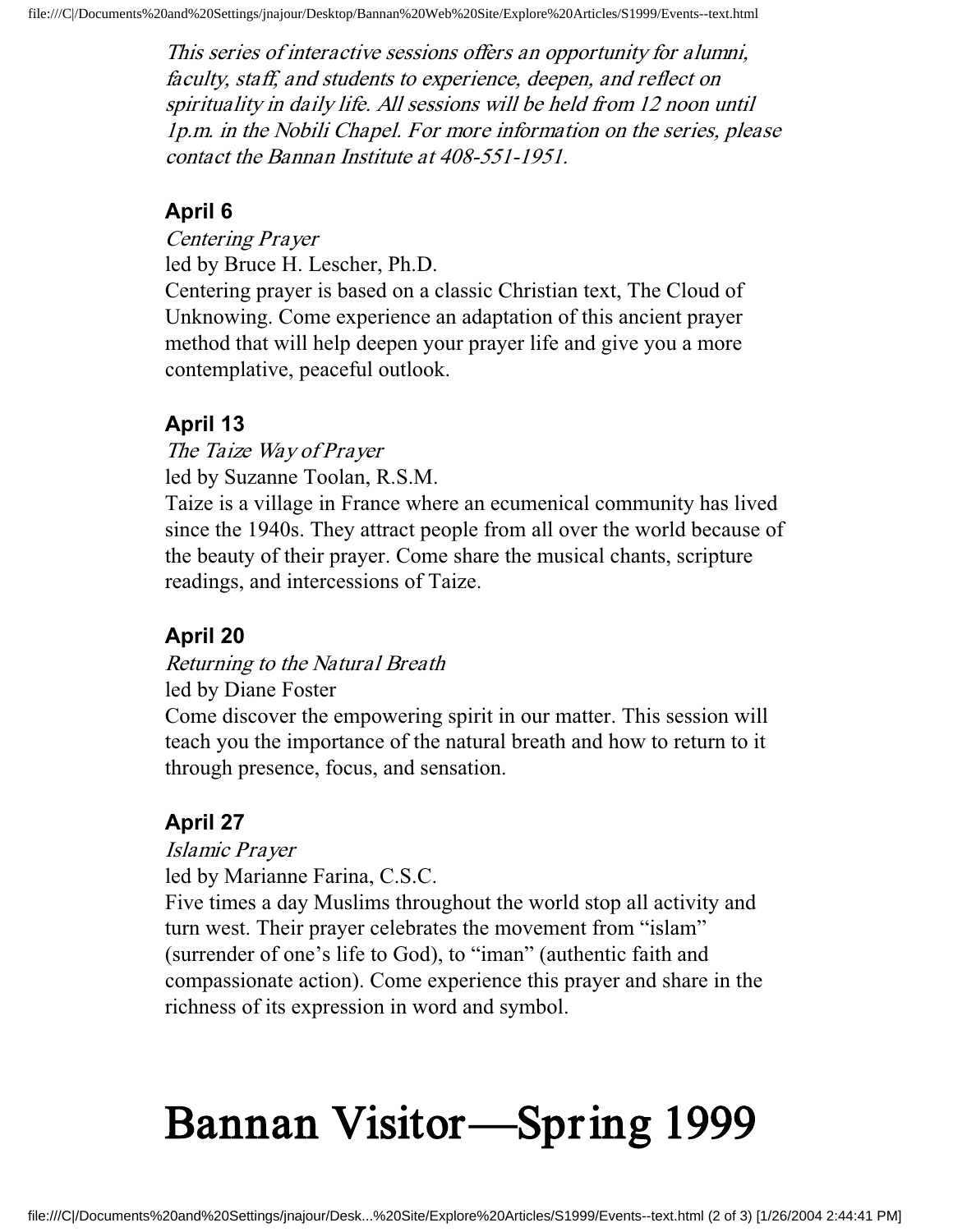*This series of interactive sessions offers an opportunity for alumni, faculty, staff, and students to experience, deepen, and reflect on spirituality in daily life. All sessions will be held from 12 noon until 1p.m. in the Nobili Chapel. For more information on the series, please contact the Bannan Institute at 408-551-1951.*

### April 6

*Centering Prayer*

led by Bruce H. Lescher, Ph.D.

Centering prayer is based on a classic Christian text, The Cloud of Unknowing. Come experience an adaptation of this ancient prayer method that will help deepen your prayer life and give you a more contemplative, peaceful outlook.

### April 13

*The Taize Way of Prayer*

led by Suzanne Toolan, R.S.M.

Taize is a village in France where an ecumenical community has lived since the 1940s. They attract people from all over the world because of the beauty of their prayer. Come share the musical chants, scripture readings, and intercessions of Taize.

### April 20

*Returning to the Natural Breath*

led by Diane Foster

Come discover the empowering spirit in our matter. This session will teach you the importance of the natural breath and how to return to it through presence, focus, and sensation.

### April 27

*Islamic Prayer*

led by Marianne Farina, C.S.C.

Five times a day Muslims throughout the world stop all activity and turn west. Their prayer celebrates the movement from "islam" (surrender of one's life to God), to "iman" (authentic faith and compassionate action). Come experience this prayer and share in the richness of its expression in word and symbol.

# Bannan Visitor—Spring 1999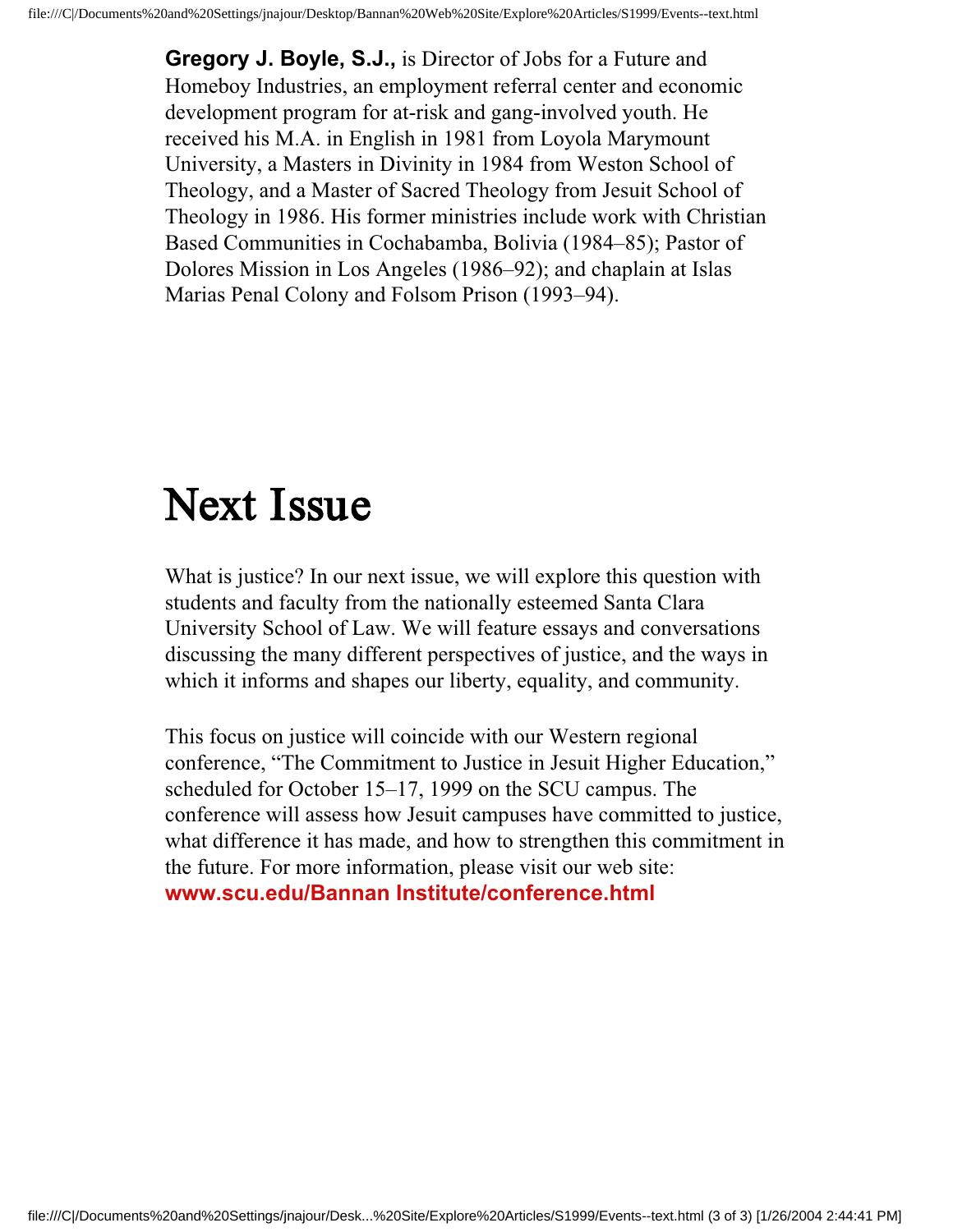**Gregory J. Boyle, S.J.,** is Director of Jobs for a Future and Homeboy Industries, an employment referral center and economic development program for at-risk and gang-involved youth. He received his M.A. in English in 1981 from Loyola Marymount University, a Masters in Divinity in 1984 from Weston School of Theology, and a Master of Sacred Theology from Jesuit School of Theology in 1986. His former ministries include work with Christian Based Communities in Cochabamba, Bolivia (1984–85); Pastor of Dolores Mission in Los Angeles (1986–92); and chaplain at Islas Marias Penal Colony and Folsom Prison (1993–94).

# Next Issue

What is justice? In our next issue, we will explore this question with students and faculty from the nationally esteemed Santa Clara University School of Law. We will feature essays and conversations discussing the many different perspectives of justice, and the ways in which it informs and shapes our liberty, equality, and community.

This focus on justice will coincide with our Western regional conference, "The Commitment to Justice in Jesuit Higher Education," scheduled for October 15–17, 1999 on the SCU campus. The conference will assess how Jesuit campuses have committed to justice, what difference it has made, and how to strengthen this commitment in the future. For more information, please visit our web site: **www.scu.edu/Bannan Institute/conference.html**